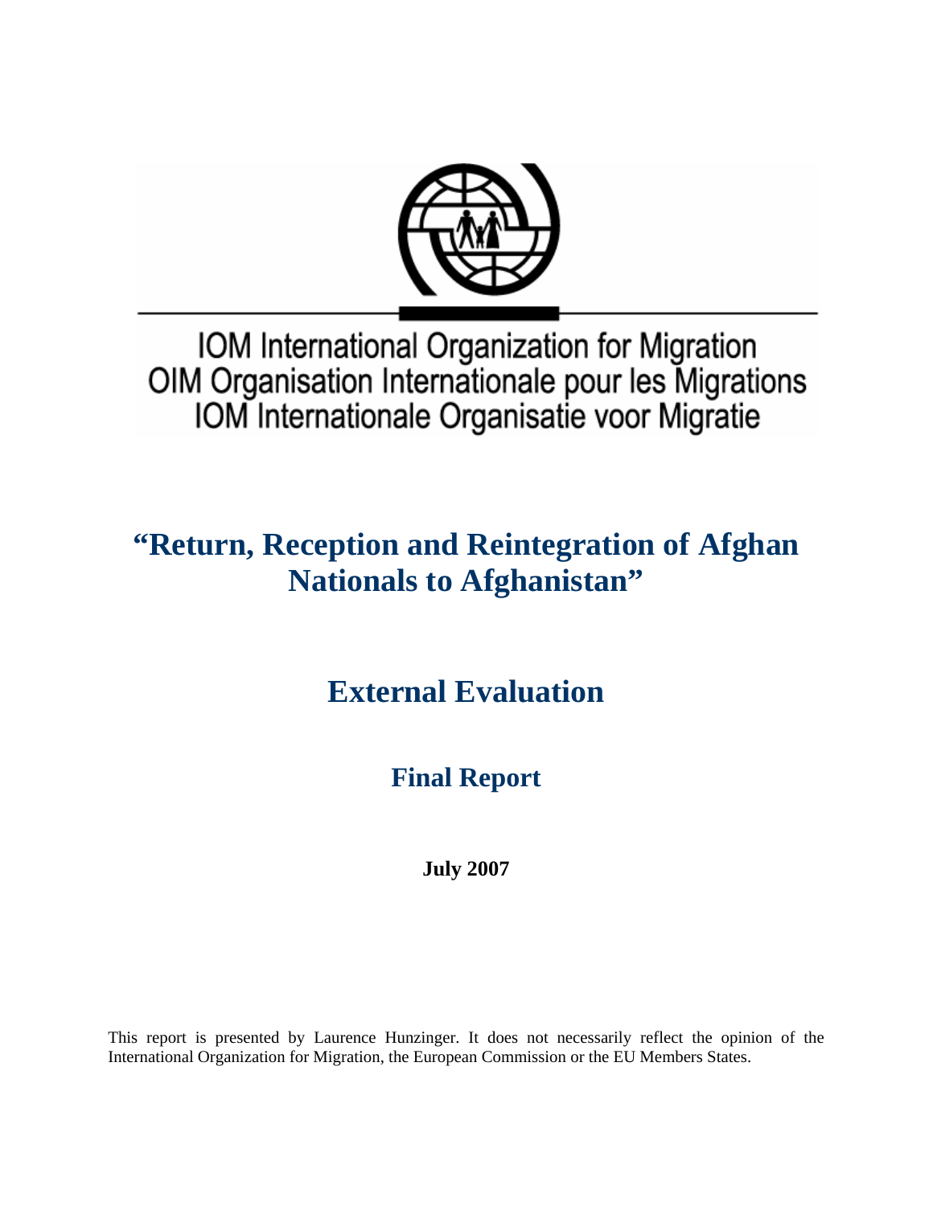IOM International Organization for Migration
OIM Organisation Internationale pour les Migrations
IOM Internationale Organisatie voor Migratie

# "Return, Reception and Reintegration of Afghan Nationals to Afghanistan"

# External Evaluation

## Final Report

**July 2007**

This report is presented by Laurence Hunzinger. It does not necessarily reflect the opinion of the International Organization for Migration, the European Commission or the EU Members States.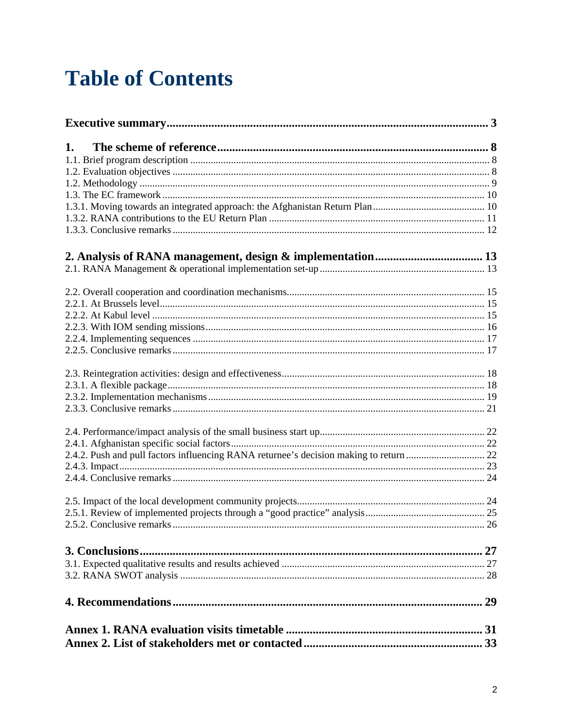# Table of Contents

**Executive summary** ..... **3**

**1. The scheme of reference** ..... **8**

1.1. Brief program description ..... 8
1.2. Evaluation objectives ..... 8
1.2. Methodology ..... 9
1.3. The EC framework ..... 10
1.3.1. Moving towards an integrated approach: the Afghanistan Return Plan ..... 10
1.3.2. RANA contributions to the EU Return Plan ..... 11
1.3.3. Conclusive remarks ..... 12

**2. Analysis of RANA management, design & implementation** ..... **13**

2.1. RANA Management & operational implementation set-up ..... 13

2.2. Overall cooperation and coordination mechanisms ..... 15
2.2.1. At Brussels level ..... 15
2.2.2. At Kabul level ..... 15
2.2.3. With IOM sending missions ..... 16
2.2.4. Implementing sequences ..... 17
2.2.5. Conclusive remarks ..... 17

2.3. Reintegration activities: design and effectiveness ..... 18
2.3.1. A flexible package ..... 18
2.3.2. Implementation mechanisms ..... 19
2.3.3. Conclusive remarks ..... 21

2.4. Performance/impact analysis of the small business start up ..... 22
2.4.1. Afghanistan specific social factors ..... 22
2.4.2. Push and pull factors influencing RANA returnee's decision making to return ..... 22
2.4.3. Impact ..... 23
2.4.4. Conclusive remarks ..... 24

2.5. Impact of the local development community projects ..... 24
2.5.1. Review of implemented projects through a "good practice" analysis ..... 25
2.5.2. Conclusive remarks ..... 26

**3. Conclusions** ..... **27**

3.1. Expected qualitative results and results achieved ..... 27
3.2. RANA SWOT analysis ..... 28

**4. Recommendations** ..... **29**

**Annex 1. RANA evaluation visits timetable** ..... **31**
**Annex 2. List of stakeholders met or contacted** ..... **33**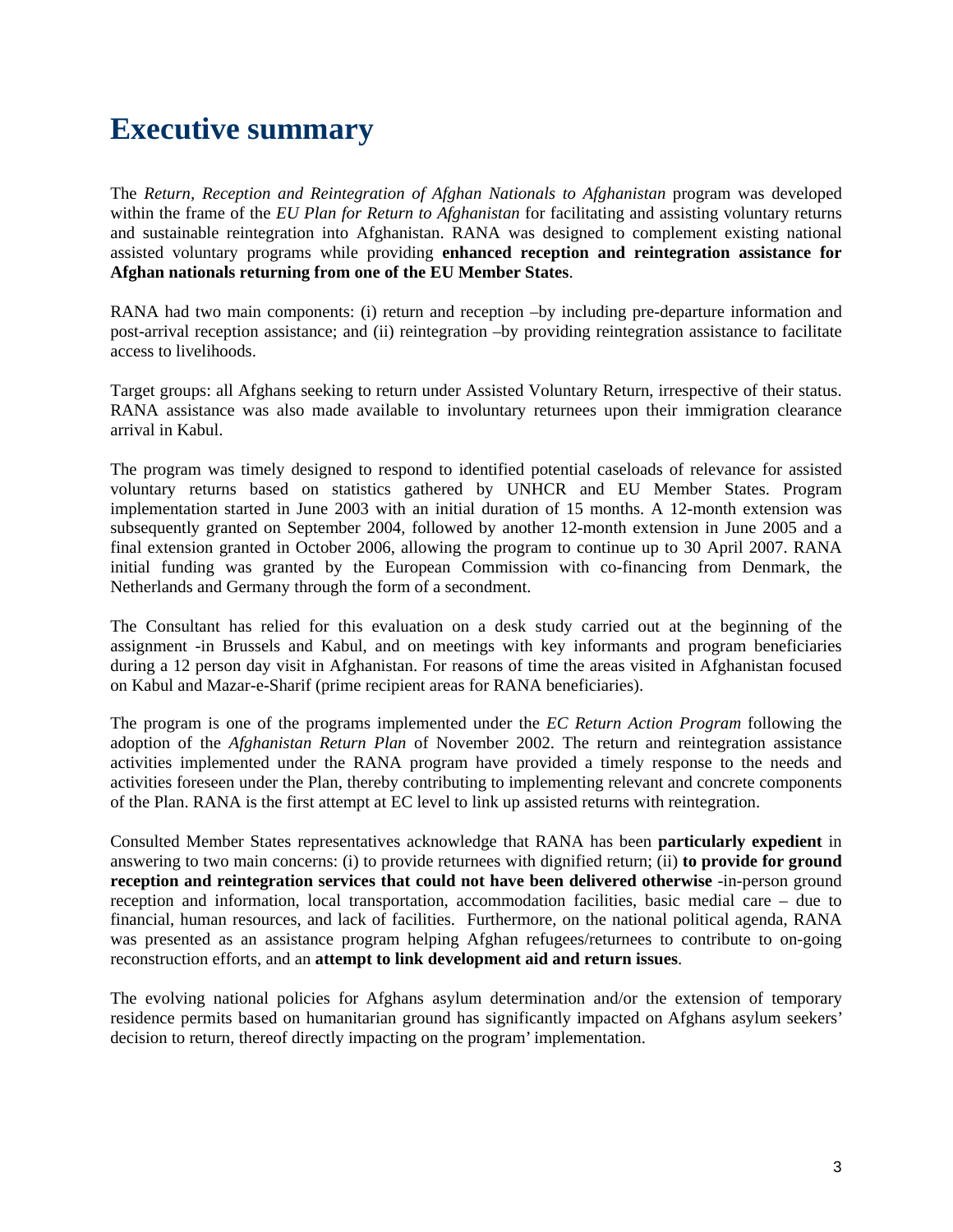# Executive summary

The *Return, Reception and Reintegration of Afghan Nationals to Afghanistan* program was developed within the frame of the *EU Plan for Return to Afghanistan* for facilitating and assisting voluntary returns and sustainable reintegration into Afghanistan. RANA was designed to complement existing national assisted voluntary programs while providing **enhanced reception and reintegration assistance for Afghan nationals returning from one of the EU Member States**.

RANA had two main components: (i) return and reception –by including pre-departure information and post-arrival reception assistance; and (ii) reintegration –by providing reintegration assistance to facilitate access to livelihoods.

Target groups: all Afghans seeking to return under Assisted Voluntary Return, irrespective of their status. RANA assistance was also made available to involuntary returnees upon their immigration clearance arrival in Kabul.

The program was timely designed to respond to identified potential caseloads of relevance for assisted voluntary returns based on statistics gathered by UNHCR and EU Member States. Program implementation started in June 2003 with an initial duration of 15 months. A 12-month extension was subsequently granted on September 2004, followed by another 12-month extension in June 2005 and a final extension granted in October 2006, allowing the program to continue up to 30 April 2007. RANA initial funding was granted by the European Commission with co-financing from Denmark, the Netherlands and Germany through the form of a secondment.

The Consultant has relied for this evaluation on a desk study carried out at the beginning of the assignment -in Brussels and Kabul, and on meetings with key informants and program beneficiaries during a 12 person day visit in Afghanistan. For reasons of time the areas visited in Afghanistan focused on Kabul and Mazar-e-Sharif (prime recipient areas for RANA beneficiaries).

The program is one of the programs implemented under the *EC Return Action Program* following the adoption of the *Afghanistan Return Plan* of November 2002. The return and reintegration assistance activities implemented under the RANA program have provided a timely response to the needs and activities foreseen under the Plan, thereby contributing to implementing relevant and concrete components of the Plan. RANA is the first attempt at EC level to link up assisted returns with reintegration.

Consulted Member States representatives acknowledge that RANA has been **particularly expedient** in answering to two main concerns: (i) to provide returnees with dignified return; (ii) **to provide for ground reception and reintegration services that could not have been delivered otherwise** -in-person ground reception and information, local transportation, accommodation facilities, basic medial care – due to financial, human resources, and lack of facilities. Furthermore, on the national political agenda, RANA was presented as an assistance program helping Afghan refugees/returnees to contribute to on-going reconstruction efforts, and an **attempt to link development aid and return issues**.

The evolving national policies for Afghans asylum determination and/or the extension of temporary residence permits based on humanitarian ground has significantly impacted on Afghans asylum seekers' decision to return, thereof directly impacting on the program' implementation.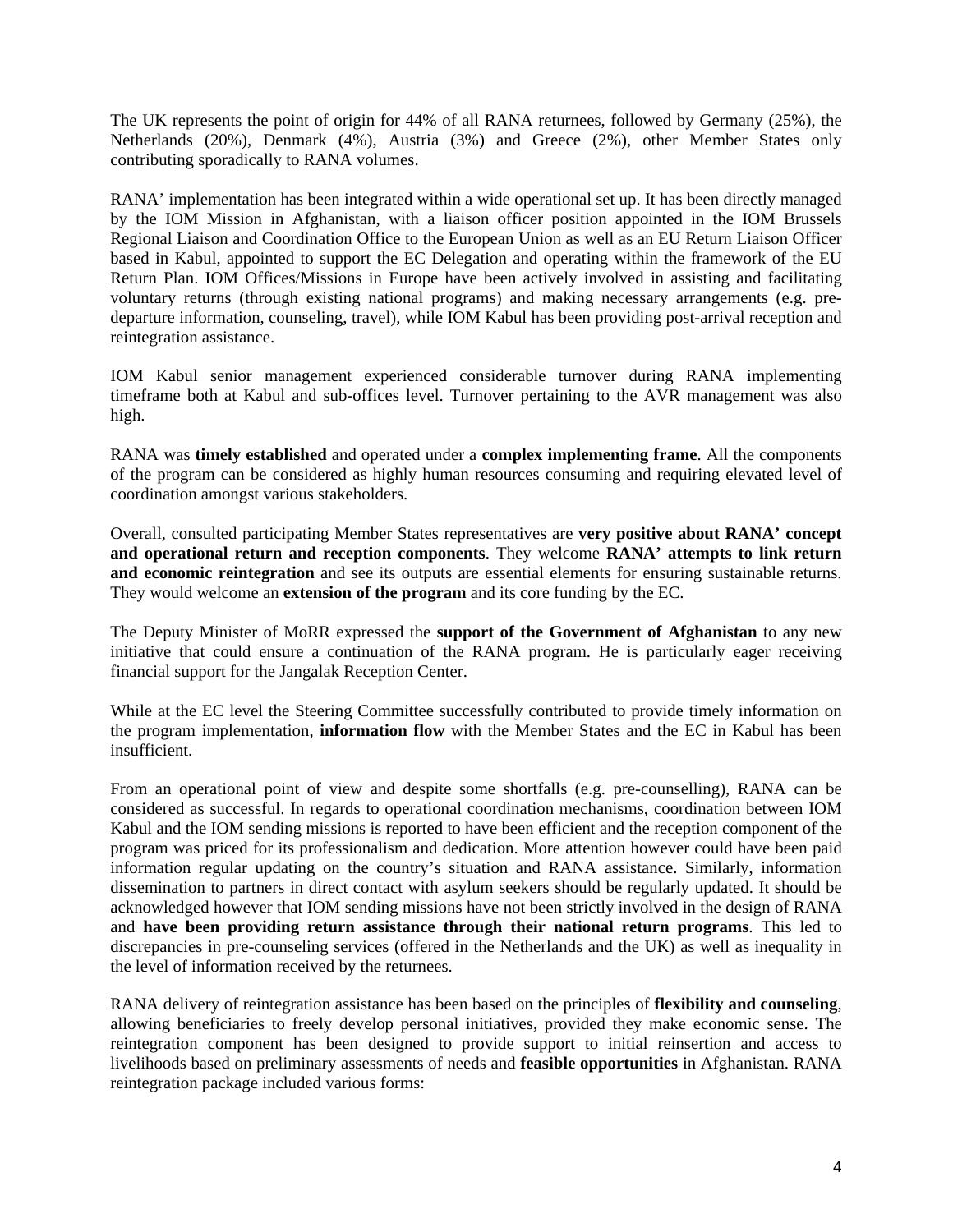The UK represents the point of origin for 44% of all RANA returnees, followed by Germany (25%), the Netherlands (20%), Denmark (4%), Austria (3%) and Greece (2%), other Member States only contributing sporadically to RANA volumes.

RANA' implementation has been integrated within a wide operational set up. It has been directly managed by the IOM Mission in Afghanistan, with a liaison officer position appointed in the IOM Brussels Regional Liaison and Coordination Office to the European Union as well as an EU Return Liaison Officer based in Kabul, appointed to support the EC Delegation and operating within the framework of the EU Return Plan. IOM Offices/Missions in Europe have been actively involved in assisting and facilitating voluntary returns (through existing national programs) and making necessary arrangements (e.g. pre-departure information, counseling, travel), while IOM Kabul has been providing post-arrival reception and reintegration assistance.

IOM Kabul senior management experienced considerable turnover during RANA implementing timeframe both at Kabul and sub-offices level. Turnover pertaining to the AVR management was also high.

RANA was **timely established** and operated under a **complex implementing frame**. All the components of the program can be considered as highly human resources consuming and requiring elevated level of coordination amongst various stakeholders.

Overall, consulted participating Member States representatives are **very positive about RANA' concept and operational return and reception components**. They welcome **RANA' attempts to link return and economic reintegration** and see its outputs are essential elements for ensuring sustainable returns. They would welcome an **extension of the program** and its core funding by the EC.

The Deputy Minister of MoRR expressed the **support of the Government of Afghanistan** to any new initiative that could ensure a continuation of the RANA program. He is particularly eager receiving financial support for the Jangalak Reception Center.

While at the EC level the Steering Committee successfully contributed to provide timely information on the program implementation, **information flow** with the Member States and the EC in Kabul has been insufficient.

From an operational point of view and despite some shortfalls (e.g. pre-counselling), RANA can be considered as successful. In regards to operational coordination mechanisms, coordination between IOM Kabul and the IOM sending missions is reported to have been efficient and the reception component of the program was priced for its professionalism and dedication. More attention however could have been paid information regular updating on the country's situation and RANA assistance. Similarly, information dissemination to partners in direct contact with asylum seekers should be regularly updated. It should be acknowledged however that IOM sending missions have not been strictly involved in the design of RANA and **have been providing return assistance through their national return programs**. This led to discrepancies in pre-counseling services (offered in the Netherlands and the UK) as well as inequality in the level of information received by the returnees.

RANA delivery of reintegration assistance has been based on the principles of **flexibility and counseling**, allowing beneficiaries to freely develop personal initiatives, provided they make economic sense. The reintegration component has been designed to provide support to initial reinsertion and access to livelihoods based on preliminary assessments of needs and **feasible opportunities** in Afghanistan. RANA reintegration package included various forms: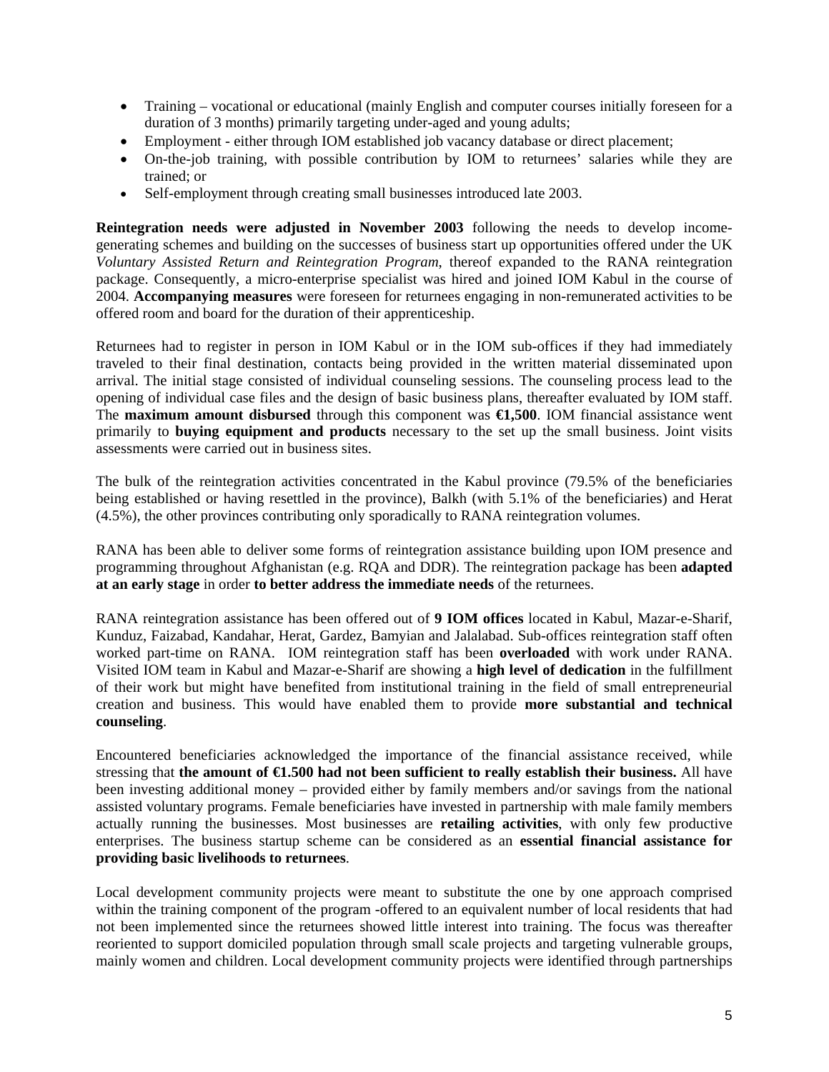- Training – vocational or educational (mainly English and computer courses initially foreseen for a duration of 3 months) primarily targeting under-aged and young adults;
- Employment - either through IOM established job vacancy database or direct placement;
- On-the-job training, with possible contribution by IOM to returnees' salaries while they are trained; or
- Self-employment through creating small businesses introduced late 2003.

**Reintegration needs were adjusted in November 2003** following the needs to develop income-generating schemes and building on the successes of business start up opportunities offered under the UK *Voluntary Assisted Return and Reintegration Program*, thereof expanded to the RANA reintegration package. Consequently, a micro-enterprise specialist was hired and joined IOM Kabul in the course of 2004. **Accompanying measures** were foreseen for returnees engaging in non-remunerated activities to be offered room and board for the duration of their apprenticeship.

Returnees had to register in person in IOM Kabul or in the IOM sub-offices if they had immediately traveled to their final destination, contacts being provided in the written material disseminated upon arrival. The initial stage consisted of individual counseling sessions. The counseling process lead to the opening of individual case files and the design of basic business plans, thereafter evaluated by IOM staff. The **maximum amount disbursed** through this component was **€1,500**. IOM financial assistance went primarily to **buying equipment and products** necessary to the set up the small business. Joint visits assessments were carried out in business sites.

The bulk of the reintegration activities concentrated in the Kabul province (79.5% of the beneficiaries being established or having resettled in the province), Balkh (with 5.1% of the beneficiaries) and Herat (4.5%), the other provinces contributing only sporadically to RANA reintegration volumes.

RANA has been able to deliver some forms of reintegration assistance building upon IOM presence and programming throughout Afghanistan (e.g. RQA and DDR). The reintegration package has been **adapted at an early stage** in order **to better address the immediate needs** of the returnees.

RANA reintegration assistance has been offered out of **9 IOM offices** located in Kabul, Mazar-e-Sharif, Kunduz, Faizabad, Kandahar, Herat, Gardez, Bamyian and Jalalabad. Sub-offices reintegration staff often worked part-time on RANA. IOM reintegration staff has been **overloaded** with work under RANA. Visited IOM team in Kabul and Mazar-e-Sharif are showing a **high level of dedication** in the fulfillment of their work but might have benefited from institutional training in the field of small entrepreneurial creation and business. This would have enabled them to provide **more substantial and technical counseling**.

Encountered beneficiaries acknowledged the importance of the financial assistance received, while stressing that **the amount of €1.500 had not been sufficient to really establish their business.** All have been investing additional money – provided either by family members and/or savings from the national assisted voluntary programs. Female beneficiaries have invested in partnership with male family members actually running the businesses. Most businesses are **retailing activities**, with only few productive enterprises. The business startup scheme can be considered as an **essential financial assistance for providing basic livelihoods to returnees**.

Local development community projects were meant to substitute the one by one approach comprised within the training component of the program -offered to an equivalent number of local residents that had not been implemented since the returnees showed little interest into training. The focus was thereafter reoriented to support domiciled population through small scale projects and targeting vulnerable groups, mainly women and children. Local development community projects were identified through partnerships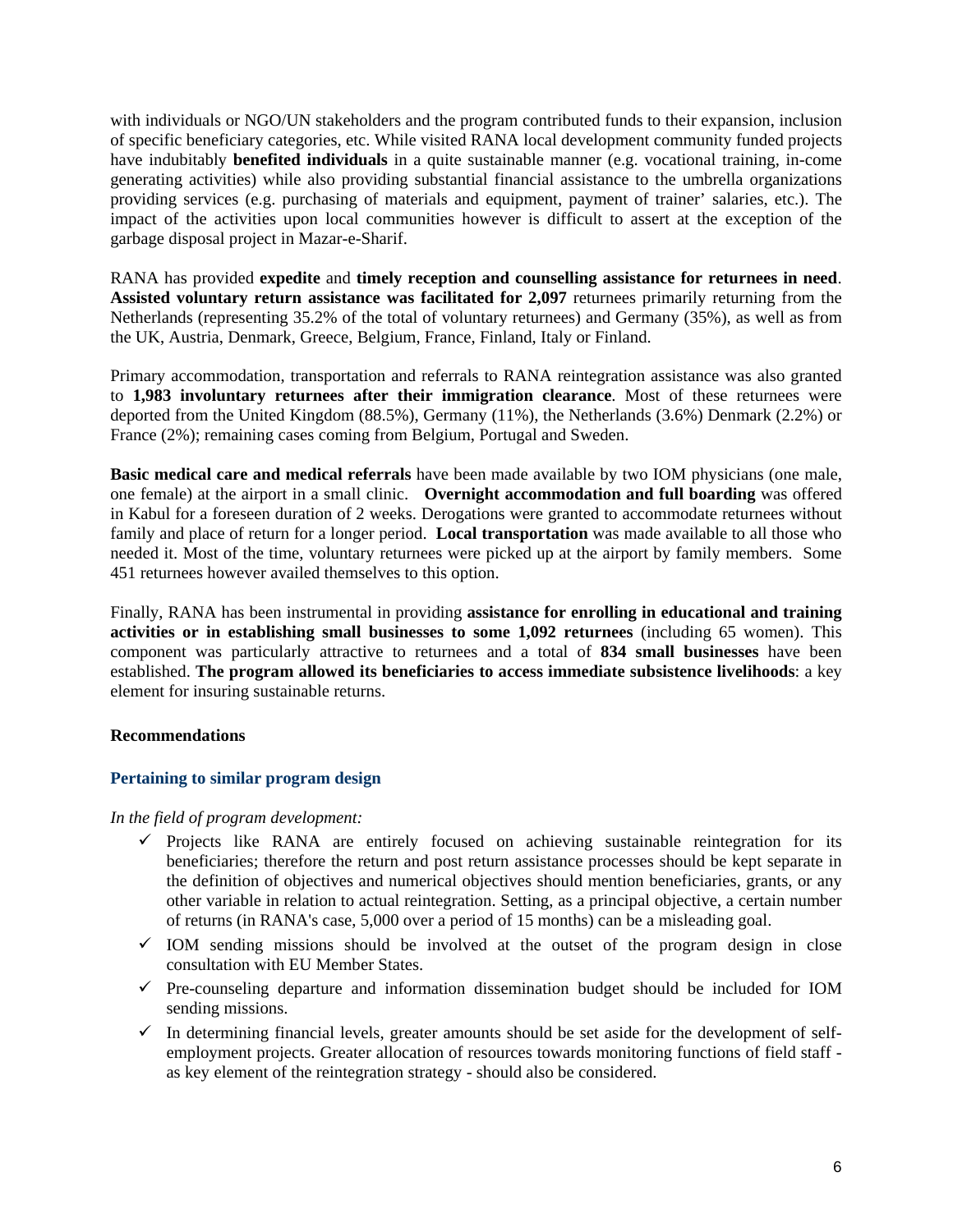with individuals or NGO/UN stakeholders and the program contributed funds to their expansion, inclusion of specific beneficiary categories, etc. While visited RANA local development community funded projects have indubitably **benefited individuals** in a quite sustainable manner (e.g. vocational training, in-come generating activities) while also providing substantial financial assistance to the umbrella organizations providing services (e.g. purchasing of materials and equipment, payment of trainer' salaries, etc.). The impact of the activities upon local communities however is difficult to assert at the exception of the garbage disposal project in Mazar-e-Sharif.

RANA has provided **expedite** and **timely reception and counselling assistance for returnees in need**. **Assisted voluntary return assistance was facilitated for 2,097** returnees primarily returning from the Netherlands (representing 35.2% of the total of voluntary returnees) and Germany (35%), as well as from the UK, Austria, Denmark, Greece, Belgium, France, Finland, Italy or Finland.

Primary accommodation, transportation and referrals to RANA reintegration assistance was also granted to **1,983 involuntary returnees after their immigration clearance**. Most of these returnees were deported from the United Kingdom (88.5%), Germany (11%), the Netherlands (3.6%) Denmark (2.2%) or France (2%); remaining cases coming from Belgium, Portugal and Sweden.

**Basic medical care and medical referrals** have been made available by two IOM physicians (one male, one female) at the airport in a small clinic. **Overnight accommodation and full boarding** was offered in Kabul for a foreseen duration of 2 weeks. Derogations were granted to accommodate returnees without family and place of return for a longer period. **Local transportation** was made available to all those who needed it. Most of the time, voluntary returnees were picked up at the airport by family members. Some 451 returnees however availed themselves to this option.

Finally, RANA has been instrumental in providing **assistance for enrolling in educational and training activities or in establishing small businesses to some 1,092 returnees** (including 65 women). This component was particularly attractive to returnees and a total of **834 small businesses** have been established. **The program allowed its beneficiaries to access immediate subsistence livelihoods**: a key element for insuring sustainable returns.

## Recommendations

### Pertaining to similar program design

*In the field of program development:*

- ✓ Projects like RANA are entirely focused on achieving sustainable reintegration for its beneficiaries; therefore the return and post return assistance processes should be kept separate in the definition of objectives and numerical objectives should mention beneficiaries, grants, or any other variable in relation to actual reintegration. Setting, as a principal objective, a certain number of returns (in RANA's case, 5,000 over a period of 15 months) can be a misleading goal.
- ✓ IOM sending missions should be involved at the outset of the program design in close consultation with EU Member States.
- ✓ Pre-counseling departure and information dissemination budget should be included for IOM sending missions.
- ✓ In determining financial levels, greater amounts should be set aside for the development of self-employment projects. Greater allocation of resources towards monitoring functions of field staff - as key element of the reintegration strategy - should also be considered.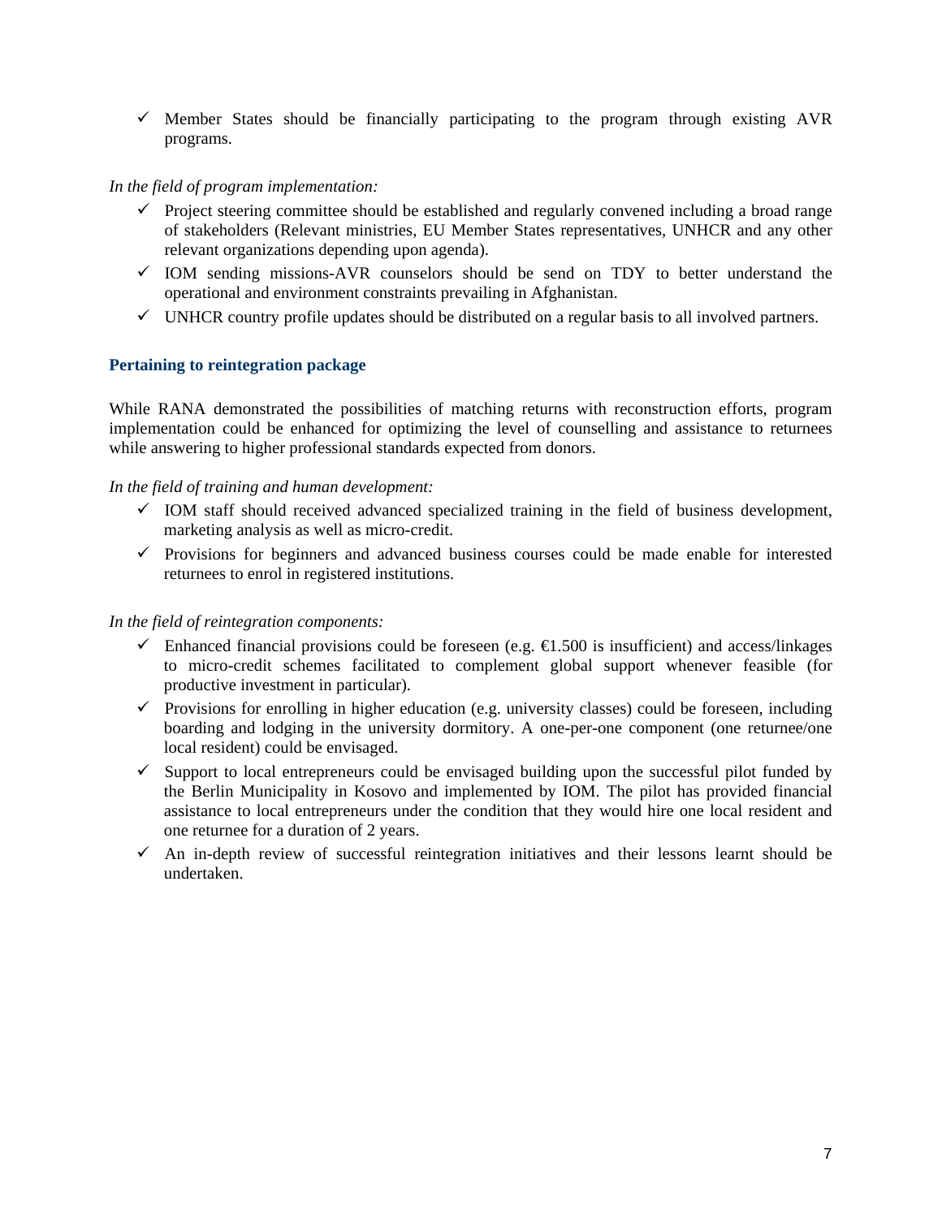- ✓ Member States should be financially participating to the program through existing AVR programs.

*In the field of program implementation:*

- ✓ Project steering committee should be established and regularly convened including a broad range of stakeholders (Relevant ministries, EU Member States representatives, UNHCR and any other relevant organizations depending upon agenda).
- ✓ IOM sending missions-AVR counselors should be send on TDY to better understand the operational and environment constraints prevailing in Afghanistan.
- ✓ UNHCR country profile updates should be distributed on a regular basis to all involved partners.

### Pertaining to reintegration package

While RANA demonstrated the possibilities of matching returns with reconstruction efforts, program implementation could be enhanced for optimizing the level of counselling and assistance to returnees while answering to higher professional standards expected from donors.

*In the field of training and human development:*

- ✓ IOM staff should received advanced specialized training in the field of business development, marketing analysis as well as micro-credit.
- ✓ Provisions for beginners and advanced business courses could be made enable for interested returnees to enrol in registered institutions.

*In the field of reintegration components:*

- ✓ Enhanced financial provisions could be foreseen (e.g. €1.500 is insufficient) and access/linkages to micro-credit schemes facilitated to complement global support whenever feasible (for productive investment in particular).
- ✓ Provisions for enrolling in higher education (e.g. university classes) could be foreseen, including boarding and lodging in the university dormitory. A one-per-one component (one returnee/one local resident) could be envisaged.
- ✓ Support to local entrepreneurs could be envisaged building upon the successful pilot funded by the Berlin Municipality in Kosovo and implemented by IOM. The pilot has provided financial assistance to local entrepreneurs under the condition that they would hire one local resident and one returnee for a duration of 2 years.
- ✓ An in-depth review of successful reintegration initiatives and their lessons learnt should be undertaken.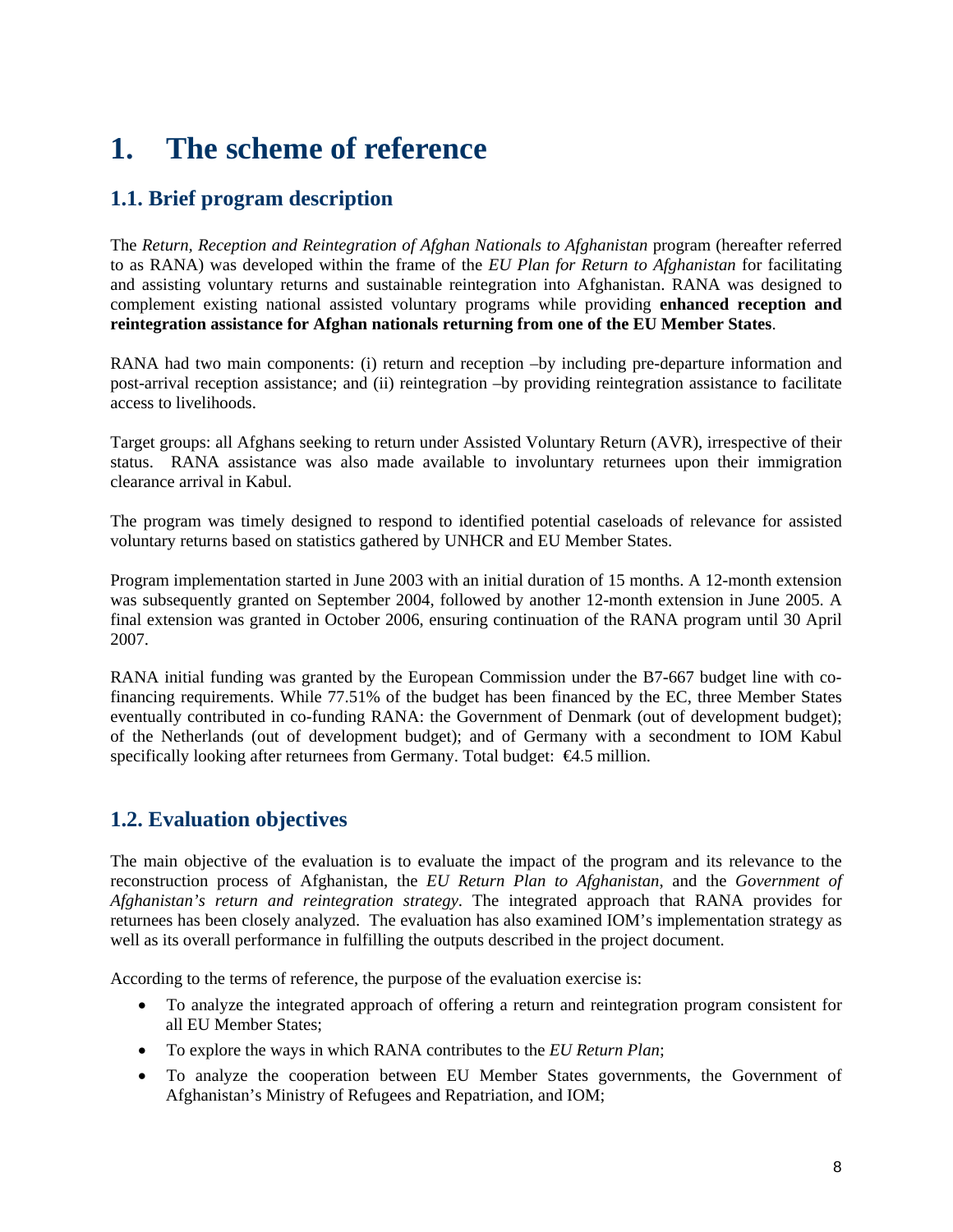# 1. The scheme of reference

## 1.1. Brief program description

The *Return, Reception and Reintegration of Afghan Nationals to Afghanistan* program (hereafter referred to as RANA) was developed within the frame of the *EU Plan for Return to Afghanistan* for facilitating and assisting voluntary returns and sustainable reintegration into Afghanistan. RANA was designed to complement existing national assisted voluntary programs while providing **enhanced reception and reintegration assistance for Afghan nationals returning from one of the EU Member States**.

RANA had two main components: (i) return and reception –by including pre-departure information and post-arrival reception assistance; and (ii) reintegration –by providing reintegration assistance to facilitate access to livelihoods.

Target groups: all Afghans seeking to return under Assisted Voluntary Return (AVR), irrespective of their status. RANA assistance was also made available to involuntary returnees upon their immigration clearance arrival in Kabul.

The program was timely designed to respond to identified potential caseloads of relevance for assisted voluntary returns based on statistics gathered by UNHCR and EU Member States.

Program implementation started in June 2003 with an initial duration of 15 months. A 12-month extension was subsequently granted on September 2004, followed by another 12-month extension in June 2005. A final extension was granted in October 2006, ensuring continuation of the RANA program until 30 April 2007.

RANA initial funding was granted by the European Commission under the B7-667 budget line with co-financing requirements. While 77.51% of the budget has been financed by the EC, three Member States eventually contributed in co-funding RANA: the Government of Denmark (out of development budget); of the Netherlands (out of development budget); and of Germany with a secondment to IOM Kabul specifically looking after returnees from Germany. Total budget: €4.5 million.

## 1.2. Evaluation objectives

The main objective of the evaluation is to evaluate the impact of the program and its relevance to the reconstruction process of Afghanistan, the *EU Return Plan to Afghanistan*, and the *Government of Afghanistan's return and reintegration strategy*. The integrated approach that RANA provides for returnees has been closely analyzed. The evaluation has also examined IOM's implementation strategy as well as its overall performance in fulfilling the outputs described in the project document.

According to the terms of reference, the purpose of the evaluation exercise is:

- To analyze the integrated approach of offering a return and reintegration program consistent for all EU Member States;
- To explore the ways in which RANA contributes to the *EU Return Plan*;
- To analyze the cooperation between EU Member States governments, the Government of Afghanistan's Ministry of Refugees and Repatriation, and IOM;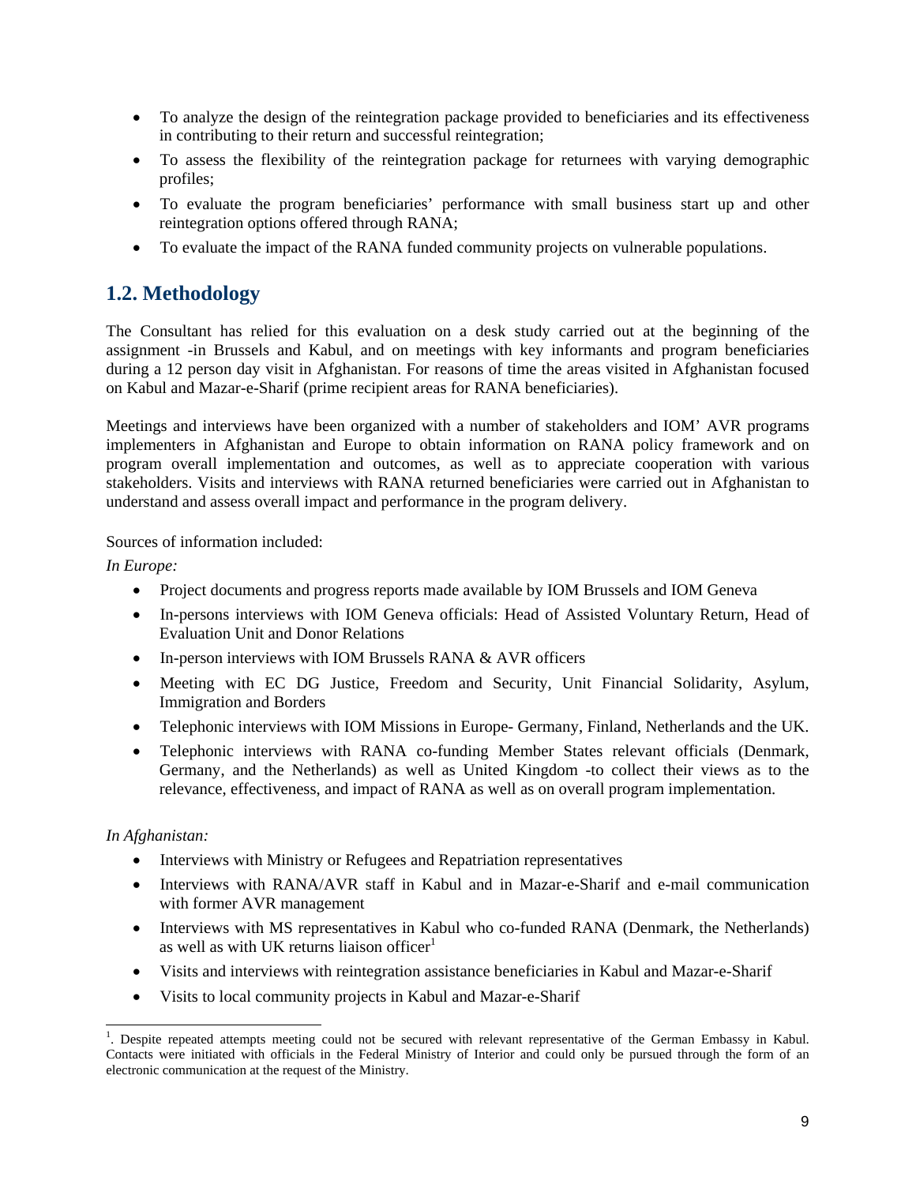- To analyze the design of the reintegration package provided to beneficiaries and its effectiveness in contributing to their return and successful reintegration;
- To assess the flexibility of the reintegration package for returnees with varying demographic profiles;
- To evaluate the program beneficiaries' performance with small business start up and other reintegration options offered through RANA;
- To evaluate the impact of the RANA funded community projects on vulnerable populations.

## 1.2. Methodology

The Consultant has relied for this evaluation on a desk study carried out at the beginning of the assignment -in Brussels and Kabul, and on meetings with key informants and program beneficiaries during a 12 person day visit in Afghanistan. For reasons of time the areas visited in Afghanistan focused on Kabul and Mazar-e-Sharif (prime recipient areas for RANA beneficiaries).

Meetings and interviews have been organized with a number of stakeholders and IOM' AVR programs implementers in Afghanistan and Europe to obtain information on RANA policy framework and on program overall implementation and outcomes, as well as to appreciate cooperation with various stakeholders. Visits and interviews with RANA returned beneficiaries were carried out in Afghanistan to understand and assess overall impact and performance in the program delivery.

Sources of information included:

*In Europe:*

- Project documents and progress reports made available by IOM Brussels and IOM Geneva
- In-persons interviews with IOM Geneva officials: Head of Assisted Voluntary Return, Head of Evaluation Unit and Donor Relations
- In-person interviews with IOM Brussels RANA & AVR officers
- Meeting with EC DG Justice, Freedom and Security, Unit Financial Solidarity, Asylum, Immigration and Borders
- Telephonic interviews with IOM Missions in Europe- Germany, Finland, Netherlands and the UK.
- Telephonic interviews with RANA co-funding Member States relevant officials (Denmark, Germany, and the Netherlands) as well as United Kingdom -to collect their views as to the relevance, effectiveness, and impact of RANA as well as on overall program implementation.

*In Afghanistan:*

- Interviews with Ministry or Refugees and Repatriation representatives
- Interviews with RANA/AVR staff in Kabul and in Mazar-e-Sharif and e-mail communication with former AVR management
- Interviews with MS representatives in Kabul who co-funded RANA (Denmark, the Netherlands) as well as with UK returns liaison officer[1]
- Visits and interviews with reintegration assistance beneficiaries in Kabul and Mazar-e-Sharif
- Visits to local community projects in Kabul and Mazar-e-Sharif

[1]. Despite repeated attempts meeting could not be secured with relevant representative of the German Embassy in Kabul. Contacts were initiated with officials in the Federal Ministry of Interior and could only be pursued through the form of an electronic communication at the request of the Ministry.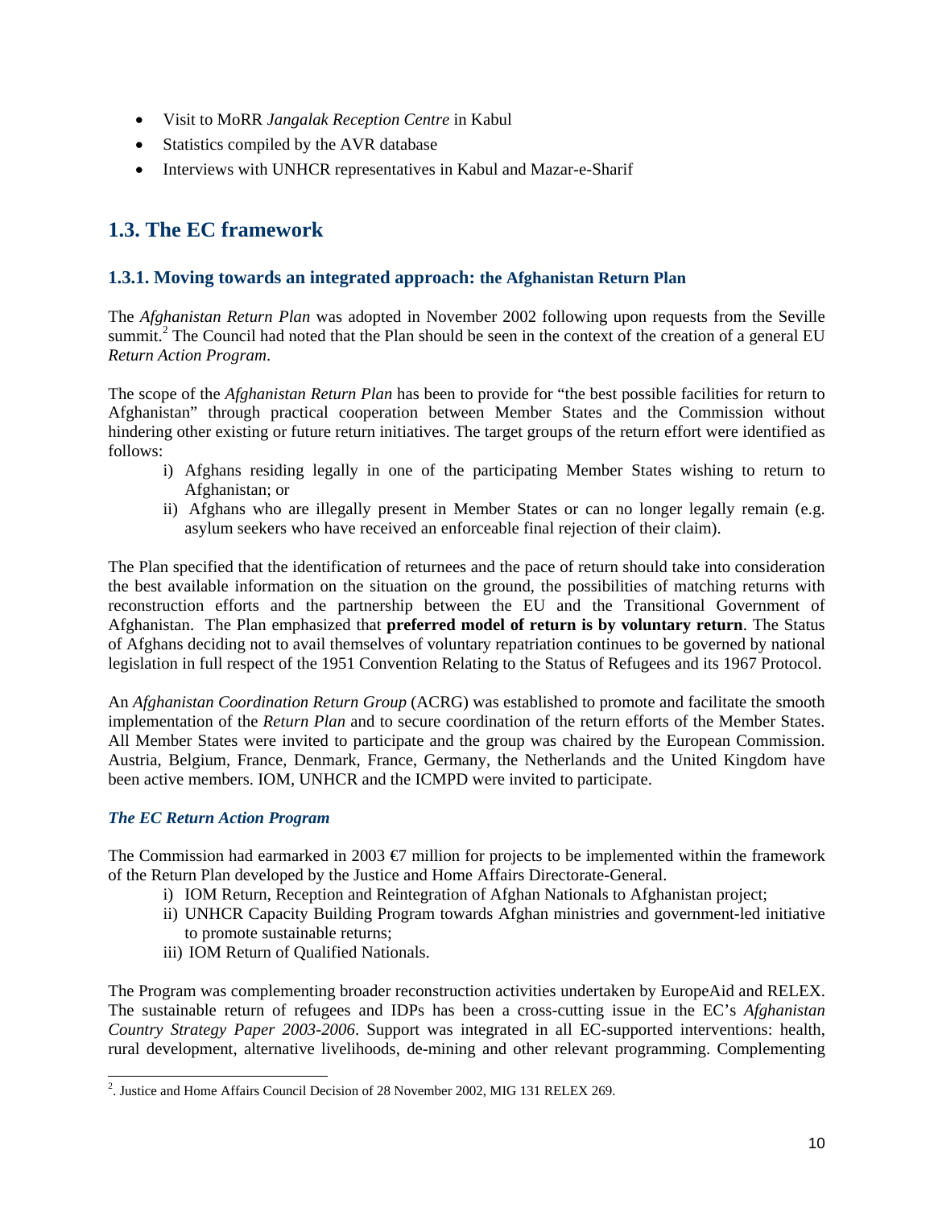- Visit to MoRR *Jangalak Reception Centre* in Kabul
- Statistics compiled by the AVR database
- Interviews with UNHCR representatives in Kabul and Mazar-e-Sharif

## 1.3. The EC framework

### 1.3.1. Moving towards an integrated approach: the Afghanistan Return Plan

The *Afghanistan Return Plan* was adopted in November 2002 following upon requests from the Seville summit.[2] The Council had noted that the Plan should be seen in the context of the creation of a general EU *Return Action Program*.

The scope of the *Afghanistan Return Plan* has been to provide for "the best possible facilities for return to Afghanistan" through practical cooperation between Member States and the Commission without hindering other existing or future return initiatives. The target groups of the return effort were identified as follows:

i) Afghans residing legally in one of the participating Member States wishing to return to Afghanistan; or
ii) Afghans who are illegally present in Member States or can no longer legally remain (e.g. asylum seekers who have received an enforceable final rejection of their claim).

The Plan specified that the identification of returnees and the pace of return should take into consideration the best available information on the situation on the ground, the possibilities of matching returns with reconstruction efforts and the partnership between the EU and the Transitional Government of Afghanistan. The Plan emphasized that **preferred model of return is by voluntary return**. The Status of Afghans deciding not to avail themselves of voluntary repatriation continues to be governed by national legislation in full respect of the 1951 Convention Relating to the Status of Refugees and its 1967 Protocol.

An *Afghanistan Coordination Return Group* (ACRG) was established to promote and facilitate the smooth implementation of the *Return Plan* and to secure coordination of the return efforts of the Member States. All Member States were invited to participate and the group was chaired by the European Commission. Austria, Belgium, France, Denmark, France, Germany, the Netherlands and the United Kingdom have been active members. IOM, UNHCR and the ICMPD were invited to participate.

#### *The EC Return Action Program*

The Commission had earmarked in 2003 €7 million for projects to be implemented within the framework of the Return Plan developed by the Justice and Home Affairs Directorate-General.

i) IOM Return, Reception and Reintegration of Afghan Nationals to Afghanistan project;
ii) UNHCR Capacity Building Program towards Afghan ministries and government-led initiative to promote sustainable returns;
iii) IOM Return of Qualified Nationals.

The Program was complementing broader reconstruction activities undertaken by EuropeAid and RELEX. The sustainable return of refugees and IDPs has been a cross-cutting issue in the EC's *Afghanistan Country Strategy Paper 2003-2006*. Support was integrated in all EC-supported interventions: health, rural development, alternative livelihoods, de-mining and other relevant programming. Complementing

---

[2]. Justice and Home Affairs Council Decision of 28 November 2002, MIG 131 RELEX 269.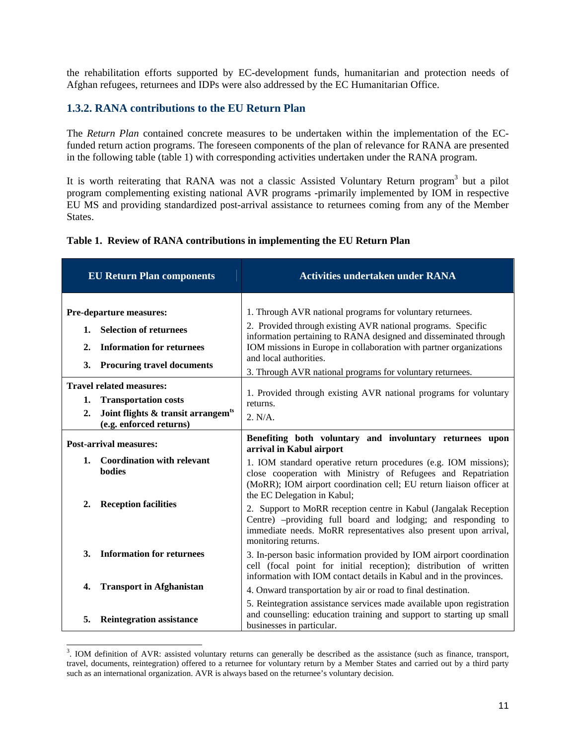the rehabilitation efforts supported by EC-development funds, humanitarian and protection needs of Afghan refugees, returnees and IDPs were also addressed by the EC Humanitarian Office.

### 1.3.2. RANA contributions to the EU Return Plan

The *Return Plan* contained concrete measures to be undertaken within the implementation of the EC-funded return action programs. The foreseen components of the plan of relevance for RANA are presented in the following table (table 1) with corresponding activities undertaken under the RANA program.

It is worth reiterating that RANA was not a classic Assisted Voluntary Return program[3] but a pilot program complementing existing national AVR programs -primarily implemented by IOM in respective EU MS and providing standardized post-arrival assistance to returnees coming from any of the Member States.

**Table 1. Review of RANA contributions in implementing the EU Return Plan**

| EU Return Plan components | Activities undertaken under RANA |
|---|---|
| **Pre-departure measures:**<br>1. **Selection of returnees**<br>2. **Information for returnees**<br>3. **Procuring travel documents** | 1. Through AVR national programs for voluntary returnees.<br>2. Provided through existing AVR national programs. Specific information pertaining to RANA designed and disseminated through IOM missions in Europe in collaboration with partner organizations and local authorities.<br>3. Through AVR national programs for voluntary returnees. |
| **Travel related measures:**<br>1. **Transportation costs**<br>2. **Joint flights & transit arrangem[ts] (e.g. enforced returns)** | 1. Provided through existing AVR national programs for voluntary returns.<br>2. N/A. |
| **Post-arrival measures:**<br>1. **Coordination with relevant bodies**<br>2. **Reception facilities**<br>3. **Information for returnees**<br>4. **Transport in Afghanistan**<br>5. **Reintegration assistance** | **Benefiting both voluntary and involuntary returnees upon arrival in Kabul airport**<br>1. IOM standard operative return procedures (e.g. IOM missions); close cooperation with Ministry of Refugees and Repatriation (MoRR); IOM airport coordination cell; EU return liaison officer at the EC Delegation in Kabul;<br>2. Support to MoRR reception centre in Kabul (Jangalak Reception Centre) –providing full board and lodging; and responding to immediate needs. MoRR representatives also present upon arrival, monitoring returns.<br>3. In-person basic information provided by IOM airport coordination cell (focal point for initial reception); distribution of written information with IOM contact details in Kabul and in the provinces.<br>4. Onward transportation by air or road to final destination.<br>5. Reintegration assistance services made available upon registration and counselling: education training and support to starting up small businesses in particular. |

[3]. IOM definition of AVR: assisted voluntary returns can generally be described as the assistance (such as finance, transport, travel, documents, reintegration) offered to a returnee for voluntary return by a Member States and carried out by a third party such as an international organization. AVR is always based on the returnee's voluntary decision.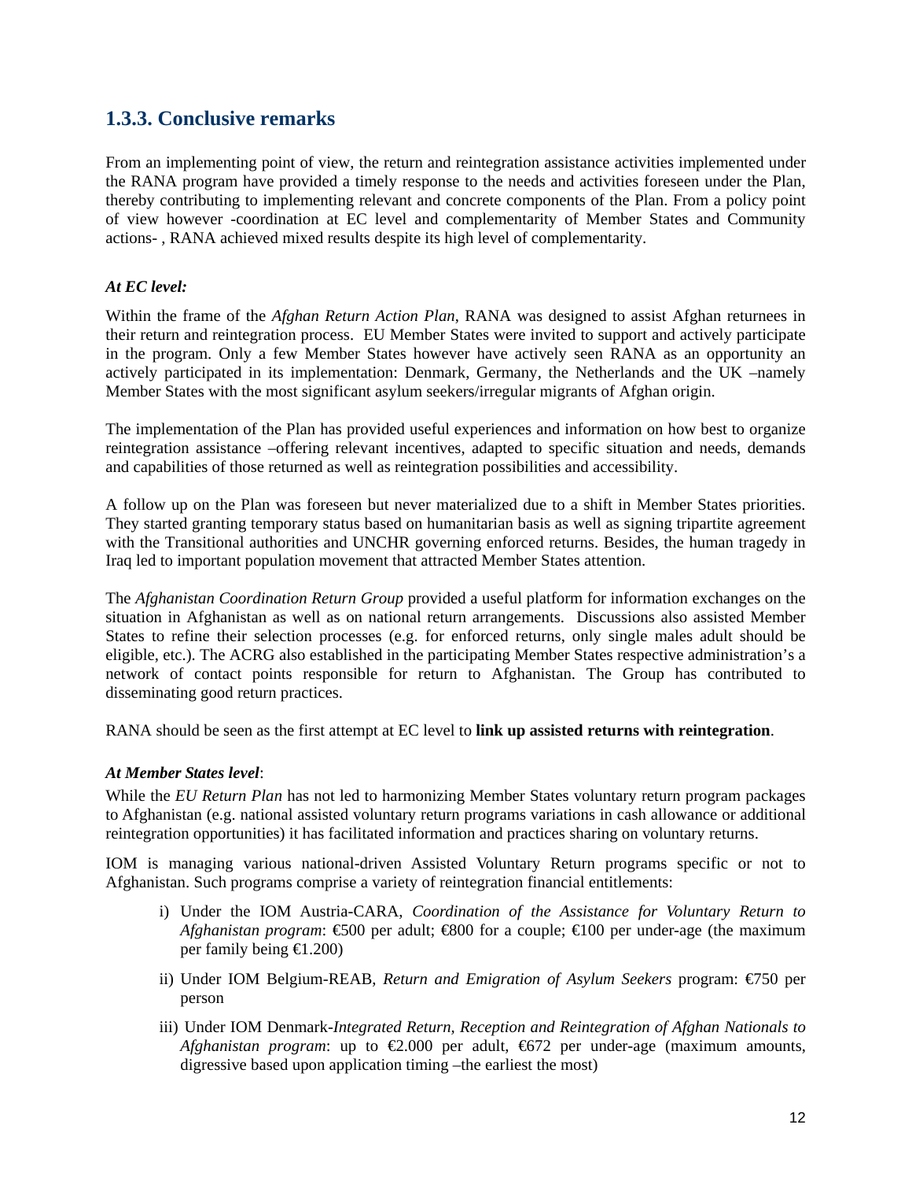### 1.3.3. Conclusive remarks

From an implementing point of view, the return and reintegration assistance activities implemented under the RANA program have provided a timely response to the needs and activities foreseen under the Plan, thereby contributing to implementing relevant and concrete components of the Plan. From a policy point of view however -coordination at EC level and complementarity of Member States and Community actions- , RANA achieved mixed results despite its high level of complementarity.

***At EC level:***

Within the frame of the *Afghan Return Action Plan*, RANA was designed to assist Afghan returnees in their return and reintegration process. EU Member States were invited to support and actively participate in the program. Only a few Member States however have actively seen RANA as an opportunity an actively participated in its implementation: Denmark, Germany, the Netherlands and the UK –namely Member States with the most significant asylum seekers/irregular migrants of Afghan origin.

The implementation of the Plan has provided useful experiences and information on how best to organize reintegration assistance –offering relevant incentives, adapted to specific situation and needs, demands and capabilities of those returned as well as reintegration possibilities and accessibility.

A follow up on the Plan was foreseen but never materialized due to a shift in Member States priorities. They started granting temporary status based on humanitarian basis as well as signing tripartite agreement with the Transitional authorities and UNCHR governing enforced returns. Besides, the human tragedy in Iraq led to important population movement that attracted Member States attention.

The *Afghanistan Coordination Return Group* provided a useful platform for information exchanges on the situation in Afghanistan as well as on national return arrangements. Discussions also assisted Member States to refine their selection processes (e.g. for enforced returns, only single males adult should be eligible, etc.). The ACRG also established in the participating Member States respective administration's a network of contact points responsible for return to Afghanistan. The Group has contributed to disseminating good return practices.

RANA should be seen as the first attempt at EC level to **link up assisted returns with reintegration**.

***At Member States level***:

While the *EU Return Plan* has not led to harmonizing Member States voluntary return program packages to Afghanistan (e.g. national assisted voluntary return programs variations in cash allowance or additional reintegration opportunities) it has facilitated information and practices sharing on voluntary returns.

IOM is managing various national-driven Assisted Voluntary Return programs specific or not to Afghanistan. Such programs comprise a variety of reintegration financial entitlements:

i) Under the IOM Austria-CARA, *Coordination of the Assistance for Voluntary Return to Afghanistan program*: €500 per adult; €800 for a couple; €100 per under-age (the maximum per family being €1.200)

ii) Under IOM Belgium-REAB, *Return and Emigration of Asylum Seekers* program: €750 per person

iii) Under IOM Denmark-*Integrated Return, Reception and Reintegration of Afghan Nationals to Afghanistan program*: up to €2.000 per adult, €672 per under-age (maximum amounts, digressive based upon application timing –the earliest the most)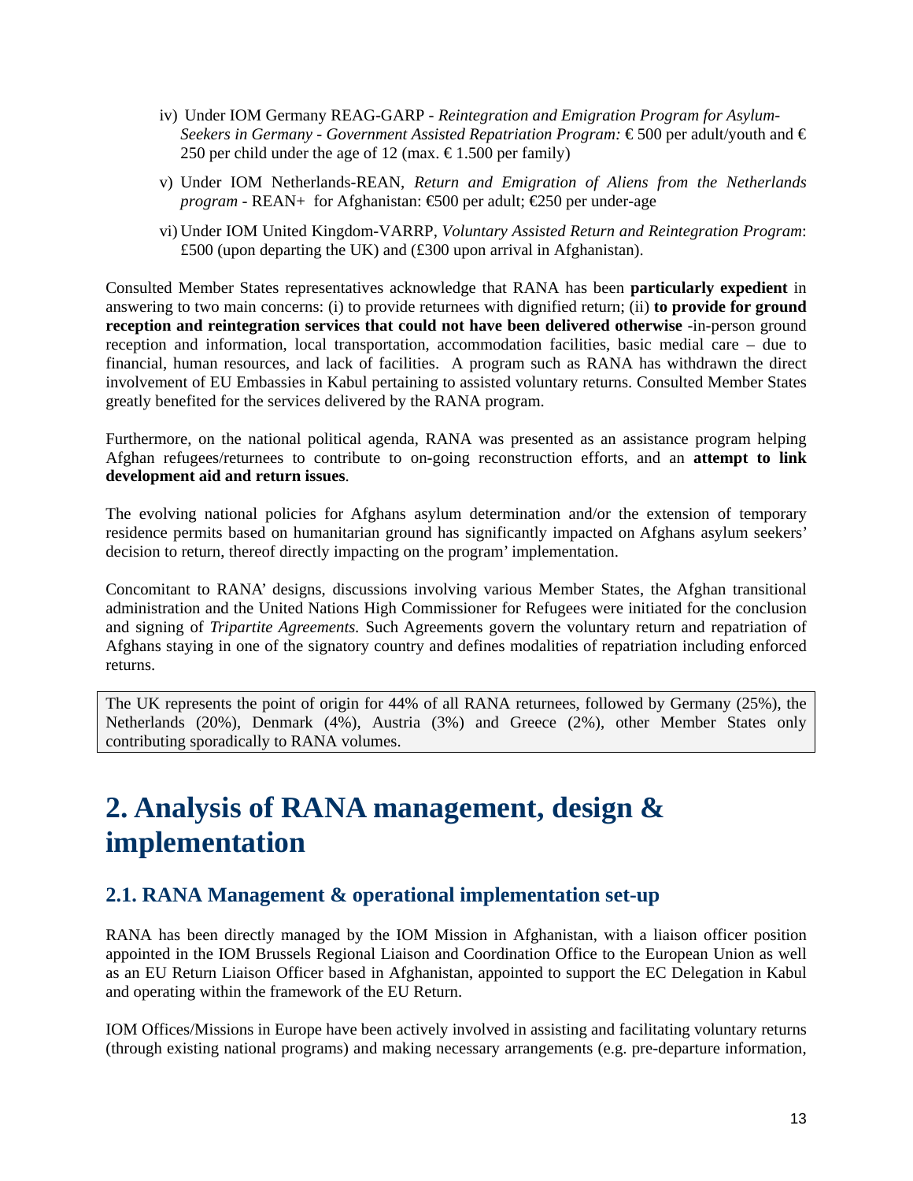iv) Under IOM Germany REAG-GARP - *Reintegration and Emigration Program for Asylum-Seekers in Germany - Government Assisted Repatriation Program:* € 500 per adult/youth and € 250 per child under the age of 12 (max. € 1.500 per family)

v) Under IOM Netherlands-REAN, *Return and Emigration of Aliens from the Netherlands program* - REAN+ for Afghanistan: €500 per adult; €250 per under-age

vi) Under IOM United Kingdom-VARRP, *Voluntary Assisted Return and Reintegration Program*: £500 (upon departing the UK) and (£300 upon arrival in Afghanistan).

Consulted Member States representatives acknowledge that RANA has been **particularly expedient** in answering to two main concerns: (i) to provide returnees with dignified return; (ii) **to provide for ground reception and reintegration services that could not have been delivered otherwise** -in-person ground reception and information, local transportation, accommodation facilities, basic medial care – due to financial, human resources, and lack of facilities. A program such as RANA has withdrawn the direct involvement of EU Embassies in Kabul pertaining to assisted voluntary returns. Consulted Member States greatly benefited for the services delivered by the RANA program.

Furthermore, on the national political agenda, RANA was presented as an assistance program helping Afghan refugees/returnees to contribute to on-going reconstruction efforts, and an **attempt to link development aid and return issues**.

The evolving national policies for Afghans asylum determination and/or the extension of temporary residence permits based on humanitarian ground has significantly impacted on Afghans asylum seekers' decision to return, thereof directly impacting on the program' implementation.

Concomitant to RANA' designs, discussions involving various Member States, the Afghan transitional administration and the United Nations High Commissioner for Refugees were initiated for the conclusion and signing of *Tripartite Agreements.* Such Agreements govern the voluntary return and repatriation of Afghans staying in one of the signatory country and defines modalities of repatriation including enforced returns.

The UK represents the point of origin for 44% of all RANA returnees, followed by Germany (25%), the Netherlands (20%), Denmark (4%), Austria (3%) and Greece (2%), other Member States only contributing sporadically to RANA volumes.

# 2. Analysis of RANA management, design & implementation

## 2.1. RANA Management & operational implementation set-up

RANA has been directly managed by the IOM Mission in Afghanistan, with a liaison officer position appointed in the IOM Brussels Regional Liaison and Coordination Office to the European Union as well as an EU Return Liaison Officer based in Afghanistan, appointed to support the EC Delegation in Kabul and operating within the framework of the EU Return.

IOM Offices/Missions in Europe have been actively involved in assisting and facilitating voluntary returns (through existing national programs) and making necessary arrangements (e.g. pre-departure information,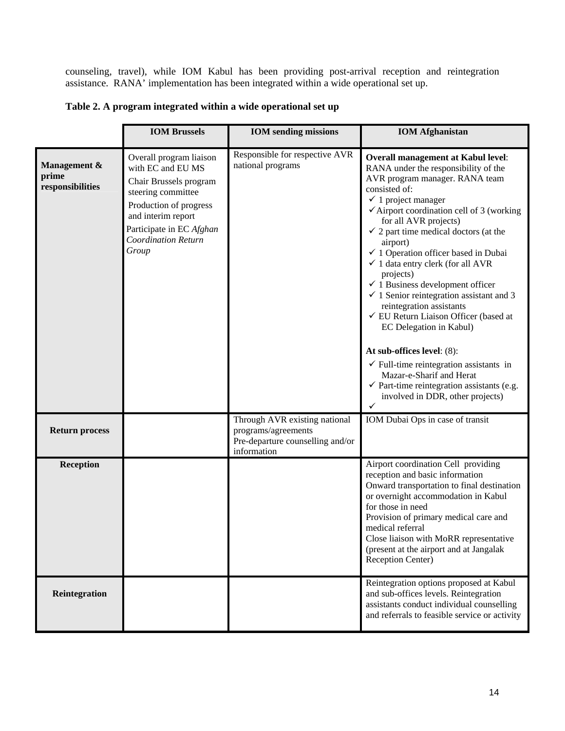counseling, travel), while IOM Kabul has been providing post-arrival reception and reintegration assistance. RANA' implementation has been integrated within a wide operational set up.

**Table 2. A program integrated within a wide operational set up**

| | IOM Brussels | IOM sending missions | IOM Afghanistan |
|---|---|---|---|
| **Management & prime responsibilities** | Overall program liaison with EC and EU MS<br>Chair Brussels program steering committee<br>Production of progress and interim report<br>Participate in EC *Afghan Coordination Return Group* | Responsible for respective AVR national programs | **Overall management at Kabul level**: RANA under the responsibility of the AVR program manager. RANA team consisted of:<br>✓ 1 project manager<br>✓ Airport coordination cell of 3 (working for all AVR projects)<br>✓ 2 part time medical doctors (at the airport)<br>✓ 1 Operation officer based in Dubai<br>✓ 1 data entry clerk (for all AVR projects)<br>✓ 1 Business development officer<br>✓ 1 Senior reintegration assistant and 3 reintegration assistants<br>✓ EU Return Liaison Officer (based at EC Delegation in Kabul)<br><br>**At sub-offices level**: (8):<br>✓ Full-time reintegration assistants in Mazar-e-Sharif and Herat<br>✓ Part-time reintegration assistants (e.g. involved in DDR, other projects)<br>✓ |
| **Return process** | | Through AVR existing national programs/agreements<br>Pre-departure counselling and/or information | IOM Dubai Ops in case of transit |
| **Reception** | | | Airport coordination Cell providing reception and basic information<br>Onward transportation to final destination or overnight accommodation in Kabul for those in need<br>Provision of primary medical care and medical referral<br>Close liaison with MoRR representative (present at the airport and at Jangalak Reception Center) |
| **Reintegration** | | | Reintegration options proposed at Kabul and sub-offices levels. Reintegration assistants conduct individual counselling and referrals to feasible service or activity |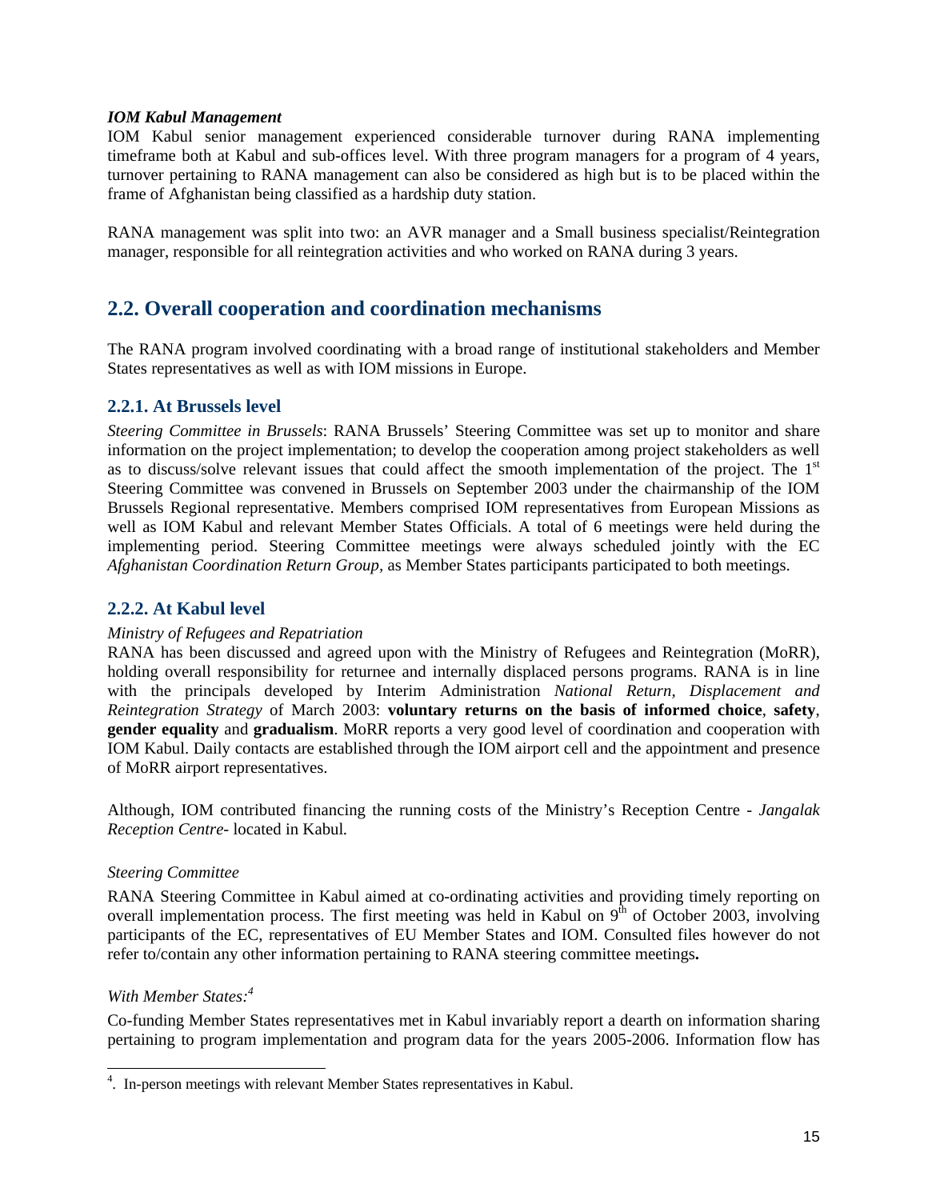***IOM Kabul Management***

IOM Kabul senior management experienced considerable turnover during RANA implementing timeframe both at Kabul and sub-offices level. With three program managers for a program of 4 years, turnover pertaining to RANA management can also be considered as high but is to be placed within the frame of Afghanistan being classified as a hardship duty station.

RANA management was split into two: an AVR manager and a Small business specialist/Reintegration manager, responsible for all reintegration activities and who worked on RANA during 3 years.

## 2.2. Overall cooperation and coordination mechanisms

The RANA program involved coordinating with a broad range of institutional stakeholders and Member States representatives as well as with IOM missions in Europe.

### 2.2.1. At Brussels level

*Steering Committee in Brussels*: RANA Brussels' Steering Committee was set up to monitor and share information on the project implementation; to develop the cooperation among project stakeholders as well as to discuss/solve relevant issues that could affect the smooth implementation of the project. The 1st Steering Committee was convened in Brussels on September 2003 under the chairmanship of the IOM Brussels Regional representative. Members comprised IOM representatives from European Missions as well as IOM Kabul and relevant Member States Officials. A total of 6 meetings were held during the implementing period. Steering Committee meetings were always scheduled jointly with the EC *Afghanistan Coordination Return Group,* as Member States participants participated to both meetings.

### 2.2.2. At Kabul level

*Ministry of Refugees and Repatriation*

RANA has been discussed and agreed upon with the Ministry of Refugees and Reintegration (MoRR), holding overall responsibility for returnee and internally displaced persons programs. RANA is in line with the principals developed by Interim Administration *National Return, Displacement and Reintegration Strategy* of March 2003: **voluntary returns on the basis of informed choice**, **safety**, **gender equality** and **gradualism**. MoRR reports a very good level of coordination and cooperation with IOM Kabul. Daily contacts are established through the IOM airport cell and the appointment and presence of MoRR airport representatives.

Although, IOM contributed financing the running costs of the Ministry's Reception Centre - *Jangalak Reception Centre*- located in Kabul.

*Steering Committee*

RANA Steering Committee in Kabul aimed at co-ordinating activities and providing timely reporting on overall implementation process. The first meeting was held in Kabul on 9th of October 2003, involving participants of the EC, representatives of EU Member States and IOM. Consulted files however do not refer to/contain any other information pertaining to RANA steering committee meetings**.**

*With Member States:*[4]

Co-funding Member States representatives met in Kabul invariably report a dearth on information sharing pertaining to program implementation and program data for the years 2005-2006. Information flow has

[4]. In-person meetings with relevant Member States representatives in Kabul.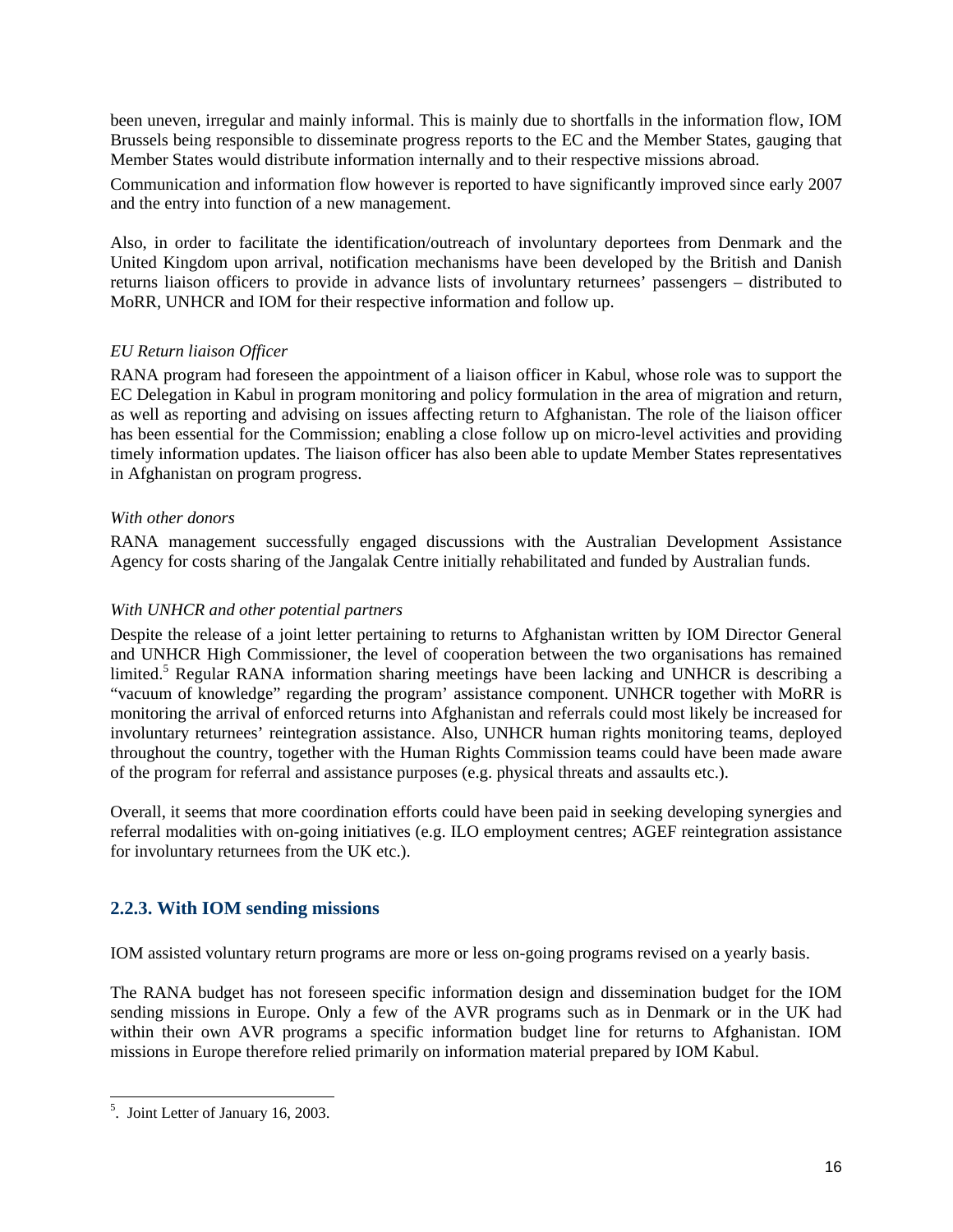been uneven, irregular and mainly informal. This is mainly due to shortfalls in the information flow, IOM Brussels being responsible to disseminate progress reports to the EC and the Member States, gauging that Member States would distribute information internally and to their respective missions abroad.

Communication and information flow however is reported to have significantly improved since early 2007 and the entry into function of a new management.

Also, in order to facilitate the identification/outreach of involuntary deportees from Denmark and the United Kingdom upon arrival, notification mechanisms have been developed by the British and Danish returns liaison officers to provide in advance lists of involuntary returnees' passengers – distributed to MoRR, UNHCR and IOM for their respective information and follow up.

*EU Return liaison Officer*

RANA program had foreseen the appointment of a liaison officer in Kabul, whose role was to support the EC Delegation in Kabul in program monitoring and policy formulation in the area of migration and return, as well as reporting and advising on issues affecting return to Afghanistan. The role of the liaison officer has been essential for the Commission; enabling a close follow up on micro-level activities and providing timely information updates. The liaison officer has also been able to update Member States representatives in Afghanistan on program progress.

*With other donors*

RANA management successfully engaged discussions with the Australian Development Assistance Agency for costs sharing of the Jangalak Centre initially rehabilitated and funded by Australian funds.

*With UNHCR and other potential partners*

Despite the release of a joint letter pertaining to returns to Afghanistan written by IOM Director General and UNHCR High Commissioner, the level of cooperation between the two organisations has remained limited.[5] Regular RANA information sharing meetings have been lacking and UNHCR is describing a "vacuum of knowledge" regarding the program' assistance component. UNHCR together with MoRR is monitoring the arrival of enforced returns into Afghanistan and referrals could most likely be increased for involuntary returnees' reintegration assistance. Also, UNHCR human rights monitoring teams, deployed throughout the country, together with the Human Rights Commission teams could have been made aware of the program for referral and assistance purposes (e.g. physical threats and assaults etc.).

Overall, it seems that more coordination efforts could have been paid in seeking developing synergies and referral modalities with on-going initiatives (e.g. ILO employment centres; AGEF reintegration assistance for involuntary returnees from the UK etc.).

### 2.2.3. With IOM sending missions

IOM assisted voluntary return programs are more or less on-going programs revised on a yearly basis.

The RANA budget has not foreseen specific information design and dissemination budget for the IOM sending missions in Europe. Only a few of the AVR programs such as in Denmark or in the UK had within their own AVR programs a specific information budget line for returns to Afghanistan. IOM missions in Europe therefore relied primarily on information material prepared by IOM Kabul.

---

[5]. Joint Letter of January 16, 2003.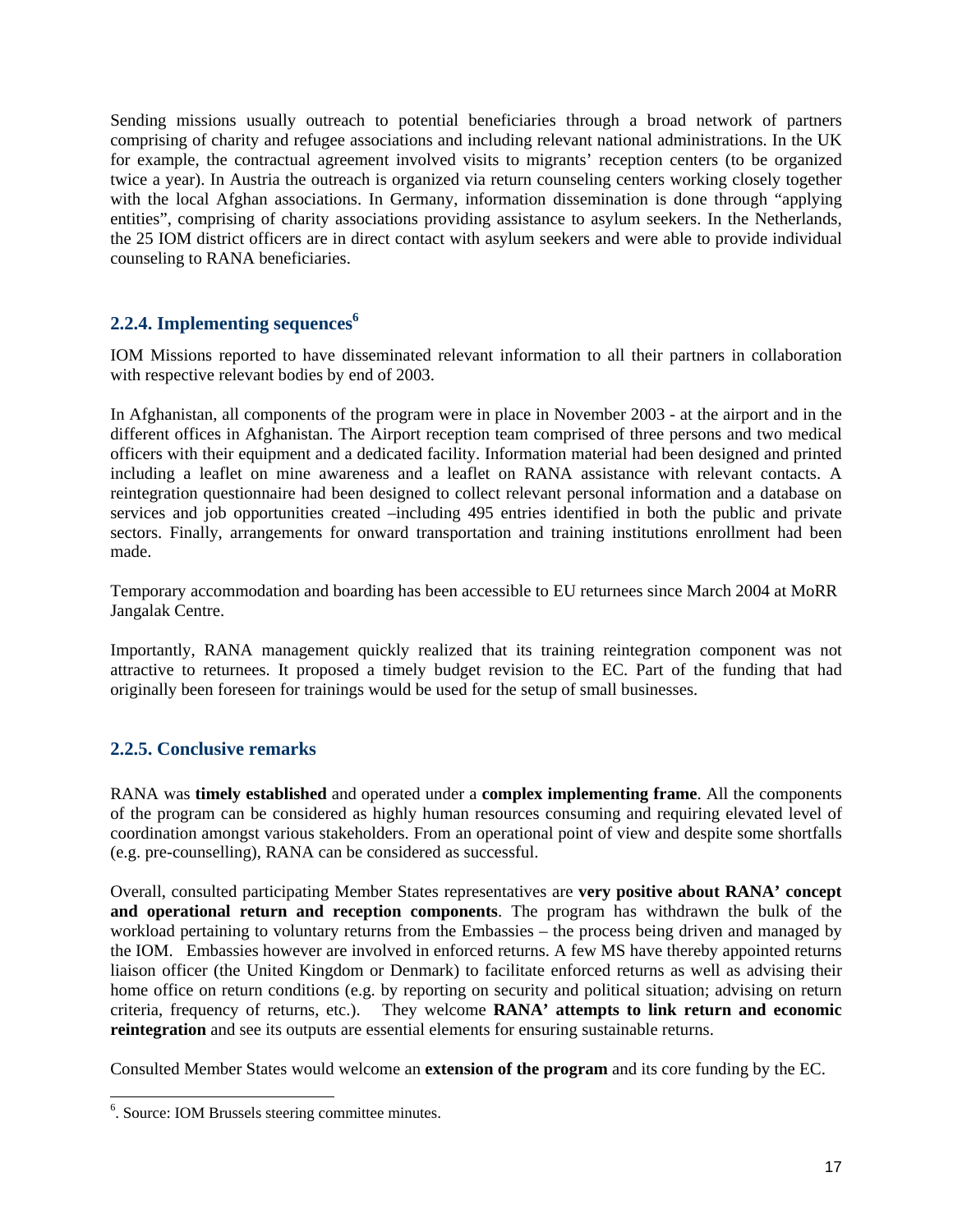Sending missions usually outreach to potential beneficiaries through a broad network of partners comprising of charity and refugee associations and including relevant national administrations. In the UK for example, the contractual agreement involved visits to migrants' reception centers (to be organized twice a year). In Austria the outreach is organized via return counseling centers working closely together with the local Afghan associations. In Germany, information dissemination is done through "applying entities", comprising of charity associations providing assistance to asylum seekers. In the Netherlands, the 25 IOM district officers are in direct contact with asylum seekers and were able to provide individual counseling to RANA beneficiaries.

### 2.2.4. Implementing sequences[6]

IOM Missions reported to have disseminated relevant information to all their partners in collaboration with respective relevant bodies by end of 2003.

In Afghanistan, all components of the program were in place in November 2003 - at the airport and in the different offices in Afghanistan. The Airport reception team comprised of three persons and two medical officers with their equipment and a dedicated facility. Information material had been designed and printed including a leaflet on mine awareness and a leaflet on RANA assistance with relevant contacts. A reintegration questionnaire had been designed to collect relevant personal information and a database on services and job opportunities created –including 495 entries identified in both the public and private sectors. Finally, arrangements for onward transportation and training institutions enrollment had been made.

Temporary accommodation and boarding has been accessible to EU returnees since March 2004 at MoRR Jangalak Centre.

Importantly, RANA management quickly realized that its training reintegration component was not attractive to returnees. It proposed a timely budget revision to the EC. Part of the funding that had originally been foreseen for trainings would be used for the setup of small businesses.

### 2.2.5. Conclusive remarks

RANA was **timely established** and operated under a **complex implementing frame**. All the components of the program can be considered as highly human resources consuming and requiring elevated level of coordination amongst various stakeholders. From an operational point of view and despite some shortfalls (e.g. pre-counselling), RANA can be considered as successful.

Overall, consulted participating Member States representatives are **very positive about RANA' concept and operational return and reception components**. The program has withdrawn the bulk of the workload pertaining to voluntary returns from the Embassies – the process being driven and managed by the IOM. Embassies however are involved in enforced returns. A few MS have thereby appointed returns liaison officer (the United Kingdom or Denmark) to facilitate enforced returns as well as advising their home office on return conditions (e.g. by reporting on security and political situation; advising on return criteria, frequency of returns, etc.). They welcome **RANA' attempts to link return and economic reintegration** and see its outputs are essential elements for ensuring sustainable returns.

Consulted Member States would welcome an **extension of the program** and its core funding by the EC.

---

[6]. Source: IOM Brussels steering committee minutes.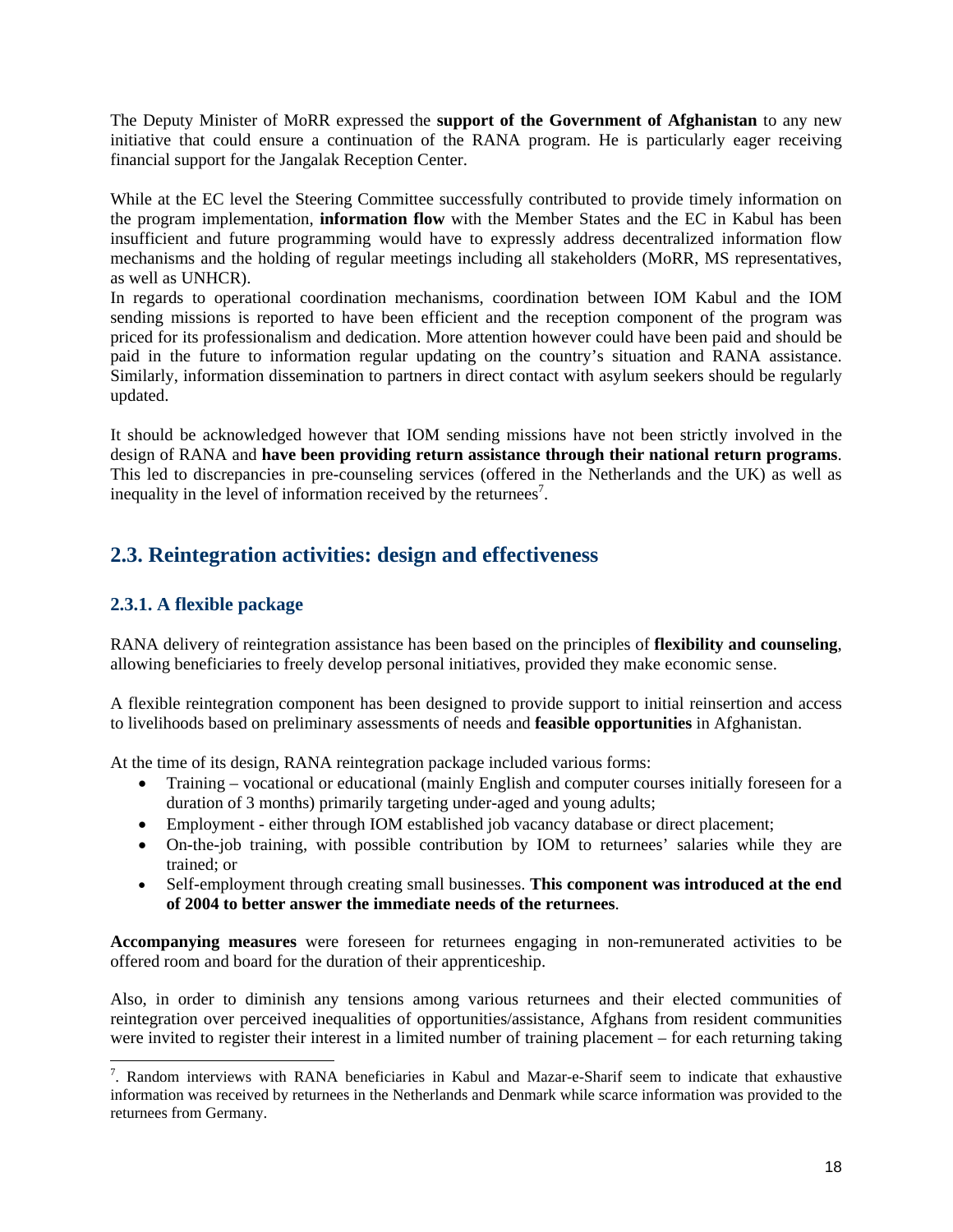The Deputy Minister of MoRR expressed the **support of the Government of Afghanistan** to any new initiative that could ensure a continuation of the RANA program. He is particularly eager receiving financial support for the Jangalak Reception Center.

While at the EC level the Steering Committee successfully contributed to provide timely information on the program implementation, **information flow** with the Member States and the EC in Kabul has been insufficient and future programming would have to expressly address decentralized information flow mechanisms and the holding of regular meetings including all stakeholders (MoRR, MS representatives, as well as UNHCR).

In regards to operational coordination mechanisms, coordination between IOM Kabul and the IOM sending missions is reported to have been efficient and the reception component of the program was priced for its professionalism and dedication. More attention however could have been paid and should be paid in the future to information regular updating on the country's situation and RANA assistance. Similarly, information dissemination to partners in direct contact with asylum seekers should be regularly updated.

It should be acknowledged however that IOM sending missions have not been strictly involved in the design of RANA and **have been providing return assistance through their national return programs**. This led to discrepancies in pre-counseling services (offered in the Netherlands and the UK) as well as inequality in the level of information received by the returnees[7].

## 2.3. Reintegration activities: design and effectiveness

### 2.3.1. A flexible package

RANA delivery of reintegration assistance has been based on the principles of **flexibility and counseling**, allowing beneficiaries to freely develop personal initiatives, provided they make economic sense.

A flexible reintegration component has been designed to provide support to initial reinsertion and access to livelihoods based on preliminary assessments of needs and **feasible opportunities** in Afghanistan.

At the time of its design, RANA reintegration package included various forms:

- Training – vocational or educational (mainly English and computer courses initially foreseen for a duration of 3 months) primarily targeting under-aged and young adults;
- Employment - either through IOM established job vacancy database or direct placement;
- On-the-job training, with possible contribution by IOM to returnees' salaries while they are trained; or
- Self-employment through creating small businesses. **This component was introduced at the end of 2004 to better answer the immediate needs of the returnees**.

**Accompanying measures** were foreseen for returnees engaging in non-remunerated activities to be offered room and board for the duration of their apprenticeship.

Also, in order to diminish any tensions among various returnees and their elected communities of reintegration over perceived inequalities of opportunities/assistance, Afghans from resident communities were invited to register their interest in a limited number of training placement – for each returning taking

---

[7]. Random interviews with RANA beneficiaries in Kabul and Mazar-e-Sharif seem to indicate that exhaustive information was received by returnees in the Netherlands and Denmark while scarce information was provided to the returnees from Germany.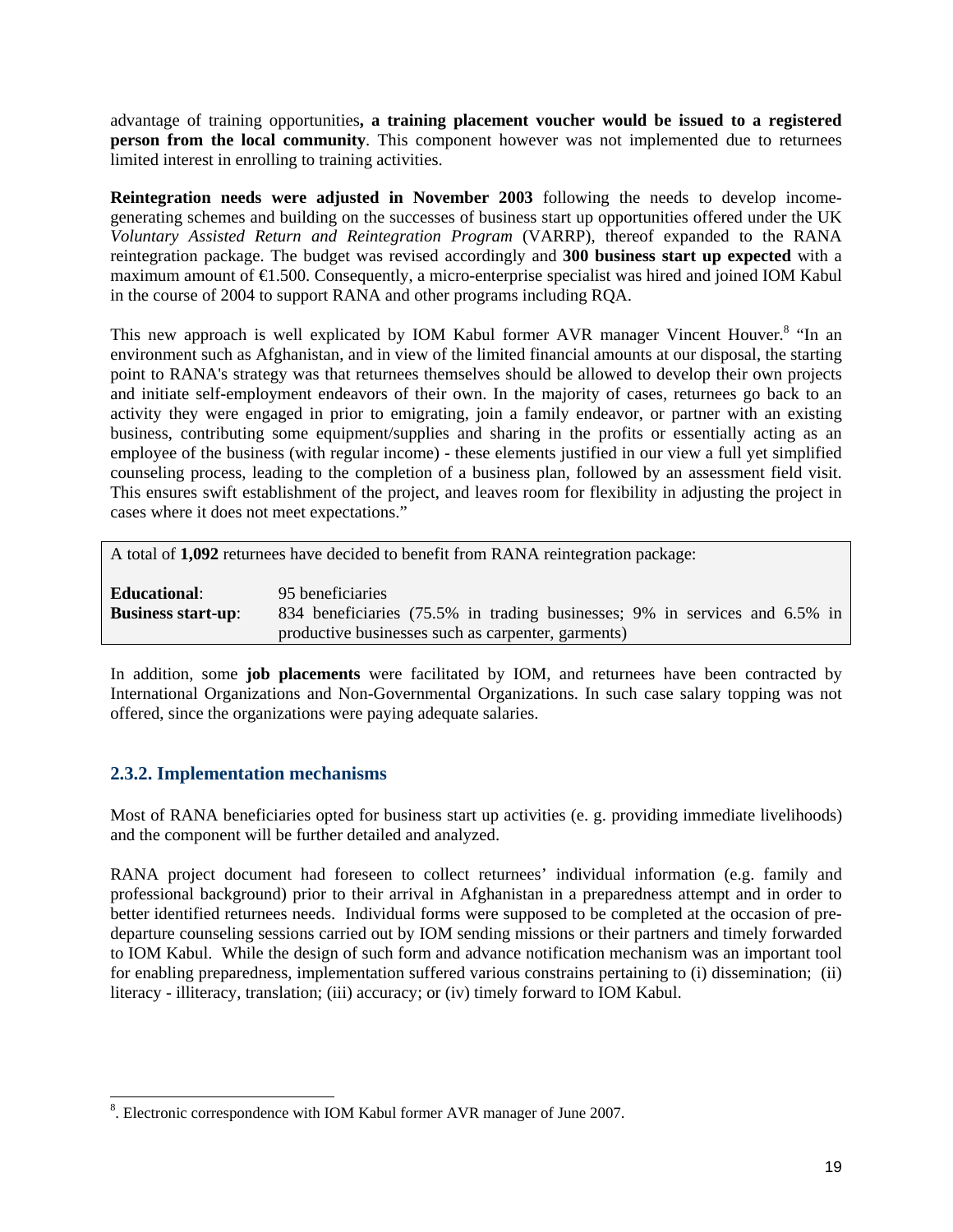advantage of training opportunities**, a training placement voucher would be issued to a registered person from the local community**. This component however was not implemented due to returnees limited interest in enrolling to training activities.

**Reintegration needs were adjusted in November 2003** following the needs to develop income-generating schemes and building on the successes of business start up opportunities offered under the UK *Voluntary Assisted Return and Reintegration Program* (VARRP), thereof expanded to the RANA reintegration package. The budget was revised accordingly and **300 business start up expected** with a maximum amount of €1.500. Consequently, a micro-enterprise specialist was hired and joined IOM Kabul in the course of 2004 to support RANA and other programs including RQA.

This new approach is well explicated by IOM Kabul former AVR manager Vincent Houver.[8] "In an environment such as Afghanistan, and in view of the limited financial amounts at our disposal, the starting point to RANA's strategy was that returnees themselves should be allowed to develop their own projects and initiate self-employment endeavors of their own. In the majority of cases, returnees go back to an activity they were engaged in prior to emigrating, join a family endeavor, or partner with an existing business, contributing some equipment/supplies and sharing in the profits or essentially acting as an employee of the business (with regular income) - these elements justified in our view a full yet simplified counseling process, leading to the completion of a business plan, followed by an assessment field visit. This ensures swift establishment of the project, and leaves room for flexibility in adjusting the project in cases where it does not meet expectations."

| A total of **1,092** returnees have decided to benefit from RANA reintegration package: | |
|---|---|
| **Educational**: | 95 beneficiaries |
| **Business start-up**: | 834 beneficiaries (75.5% in trading businesses; 9% in services and 6.5% in productive businesses such as carpenter, garments) |

In addition, some **job placements** were facilitated by IOM, and returnees have been contracted by International Organizations and Non-Governmental Organizations. In such case salary topping was not offered, since the organizations were paying adequate salaries.

### 2.3.2. Implementation mechanisms

Most of RANA beneficiaries opted for business start up activities (e. g. providing immediate livelihoods) and the component will be further detailed and analyzed.

RANA project document had foreseen to collect returnees' individual information (e.g. family and professional background) prior to their arrival in Afghanistan in a preparedness attempt and in order to better identified returnees needs. Individual forms were supposed to be completed at the occasion of pre-departure counseling sessions carried out by IOM sending missions or their partners and timely forwarded to IOM Kabul. While the design of such form and advance notification mechanism was an important tool for enabling preparedness, implementation suffered various constrains pertaining to (i) dissemination; (ii) literacy - illiteracy, translation; (iii) accuracy; or (iv) timely forward to IOM Kabul.

[8]. Electronic correspondence with IOM Kabul former AVR manager of June 2007.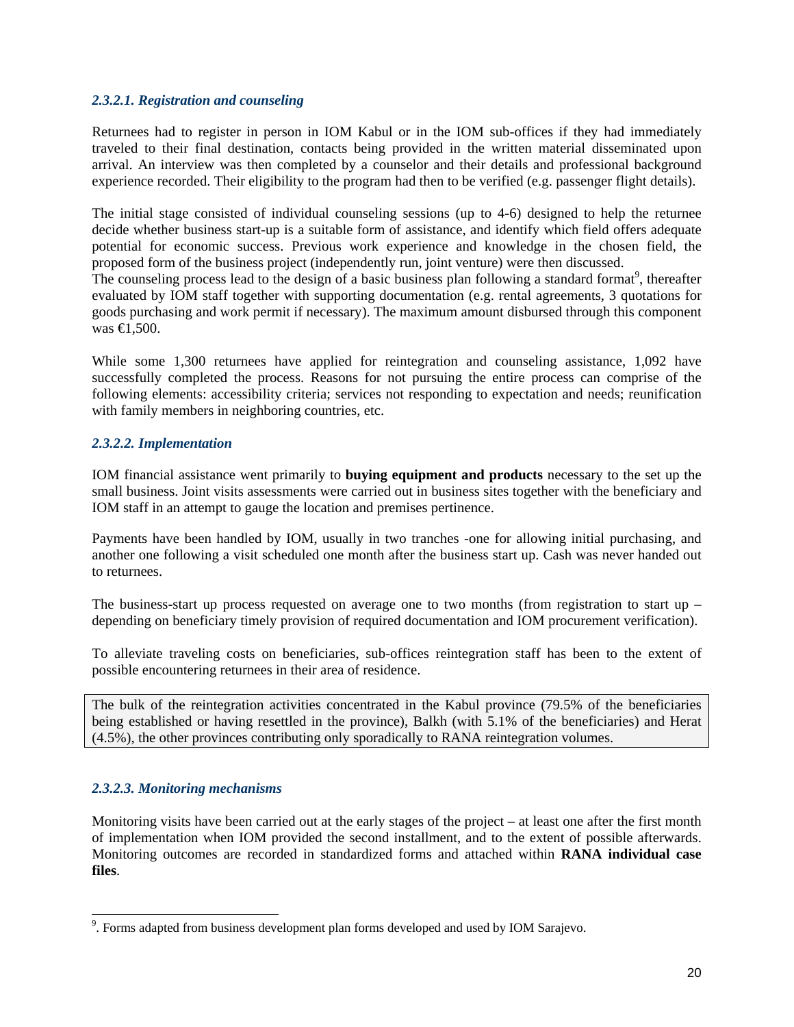#### *2.3.2.1. Registration and counseling*

Returnees had to register in person in IOM Kabul or in the IOM sub-offices if they had immediately traveled to their final destination, contacts being provided in the written material disseminated upon arrival. An interview was then completed by a counselor and their details and professional background experience recorded. Their eligibility to the program had then to be verified (e.g. passenger flight details).

The initial stage consisted of individual counseling sessions (up to 4-6) designed to help the returnee decide whether business start-up is a suitable form of assistance, and identify which field offers adequate potential for economic success. Previous work experience and knowledge in the chosen field, the proposed form of the business project (independently run, joint venture) were then discussed.
The counseling process lead to the design of a basic business plan following a standard format[9], thereafter evaluated by IOM staff together with supporting documentation (e.g. rental agreements, 3 quotations for goods purchasing and work permit if necessary). The maximum amount disbursed through this component was €1,500.

While some 1,300 returnees have applied for reintegration and counseling assistance, 1,092 have successfully completed the process. Reasons for not pursuing the entire process can comprise of the following elements: accessibility criteria; services not responding to expectation and needs; reunification with family members in neighboring countries, etc.

#### *2.3.2.2. Implementation*

IOM financial assistance went primarily to **buying equipment and products** necessary to the set up the small business. Joint visits assessments were carried out in business sites together with the beneficiary and IOM staff in an attempt to gauge the location and premises pertinence.

Payments have been handled by IOM, usually in two tranches -one for allowing initial purchasing, and another one following a visit scheduled one month after the business start up. Cash was never handed out to returnees.

The business-start up process requested on average one to two months (from registration to start up – depending on beneficiary timely provision of required documentation and IOM procurement verification).

To alleviate traveling costs on beneficiaries, sub-offices reintegration staff has been to the extent of possible encountering returnees in their area of residence.

> The bulk of the reintegration activities concentrated in the Kabul province (79.5% of the beneficiaries being established or having resettled in the province), Balkh (with 5.1% of the beneficiaries) and Herat (4.5%), the other provinces contributing only sporadically to RANA reintegration volumes.

#### *2.3.2.3. Monitoring mechanisms*

Monitoring visits have been carried out at the early stages of the project – at least one after the first month of implementation when IOM provided the second installment, and to the extent of possible afterwards. Monitoring outcomes are recorded in standardized forms and attached within **RANA individual case files**.

---

[9]. Forms adapted from business development plan forms developed and used by IOM Sarajevo.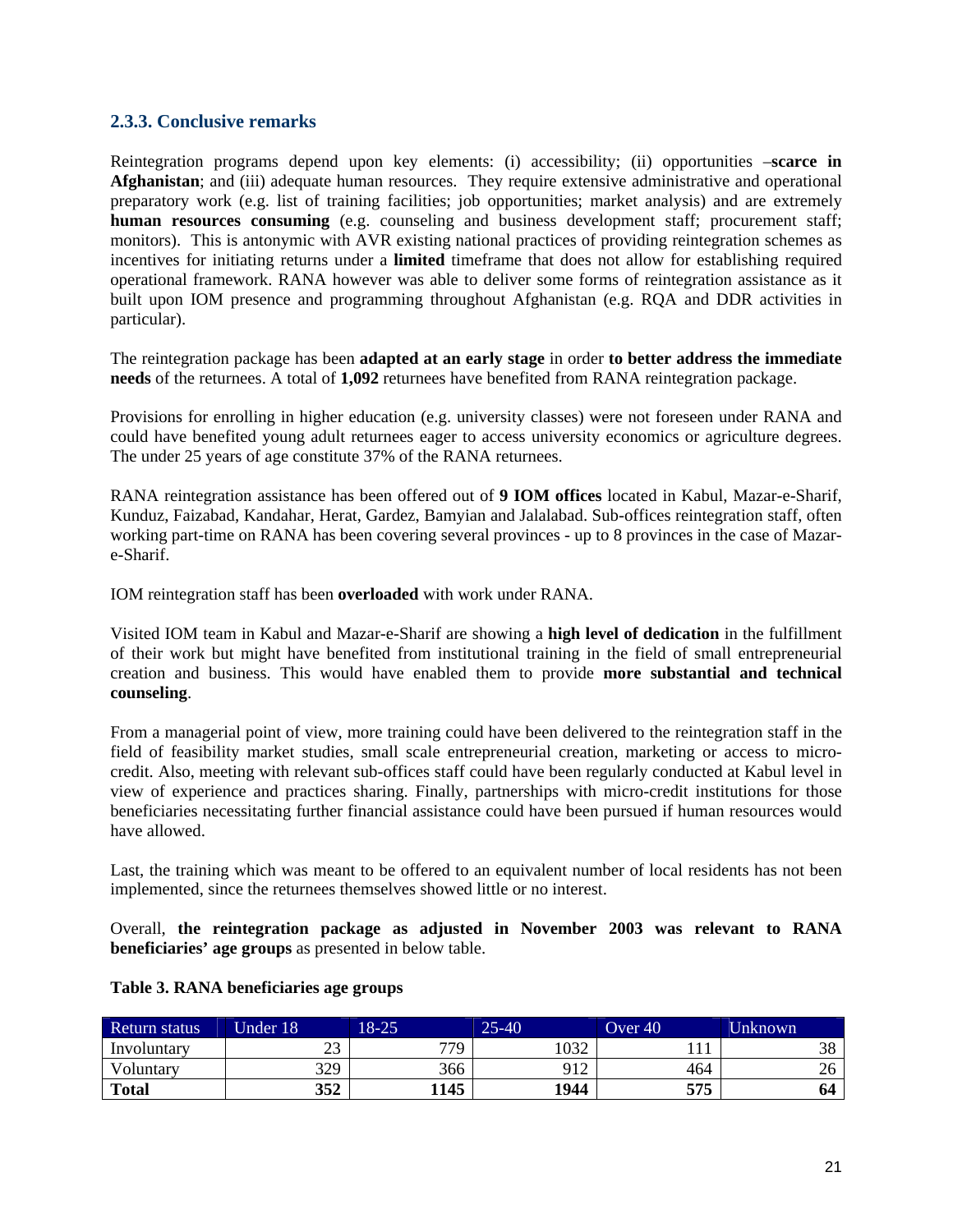### 2.3.3. Conclusive remarks

Reintegration programs depend upon key elements: (i) accessibility; (ii) opportunities –**scarce in Afghanistan**; and (iii) adequate human resources. They require extensive administrative and operational preparatory work (e.g. list of training facilities; job opportunities; market analysis) and are extremely **human resources consuming** (e.g. counseling and business development staff; procurement staff; monitors). This is antonymic with AVR existing national practices of providing reintegration schemes as incentives for initiating returns under a **limited** timeframe that does not allow for establishing required operational framework. RANA however was able to deliver some forms of reintegration assistance as it built upon IOM presence and programming throughout Afghanistan (e.g. RQA and DDR activities in particular).

The reintegration package has been **adapted at an early stage** in order **to better address the immediate needs** of the returnees. A total of **1,092** returnees have benefited from RANA reintegration package.

Provisions for enrolling in higher education (e.g. university classes) were not foreseen under RANA and could have benefited young adult returnees eager to access university economics or agriculture degrees. The under 25 years of age constitute 37% of the RANA returnees.

RANA reintegration assistance has been offered out of **9 IOM offices** located in Kabul, Mazar-e-Sharif, Kunduz, Faizabad, Kandahar, Herat, Gardez, Bamyian and Jalalabad. Sub-offices reintegration staff, often working part-time on RANA has been covering several provinces - up to 8 provinces in the case of Mazar-e-Sharif.

IOM reintegration staff has been **overloaded** with work under RANA.

Visited IOM team in Kabul and Mazar-e-Sharif are showing a **high level of dedication** in the fulfillment of their work but might have benefited from institutional training in the field of small entrepreneurial creation and business. This would have enabled them to provide **more substantial and technical counseling**.

From a managerial point of view, more training could have been delivered to the reintegration staff in the field of feasibility market studies, small scale entrepreneurial creation, marketing or access to micro-credit. Also, meeting with relevant sub-offices staff could have been regularly conducted at Kabul level in view of experience and practices sharing. Finally, partnerships with micro-credit institutions for those beneficiaries necessitating further financial assistance could have been pursued if human resources would have allowed.

Last, the training which was meant to be offered to an equivalent number of local residents has not been implemented, since the returnees themselves showed little or no interest.

Overall, **the reintegration package as adjusted in November 2003 was relevant to RANA beneficiaries' age groups** as presented in below table.

**Table 3. RANA beneficiaries age groups**

| Return status | Under 18 | 18-25 | 25-40 | Over 40 | Unknown |
|---|---|---|---|---|---|
| Involuntary | 23 | 779 | 1032 | 111 | 38 |
| Voluntary | 329 | 366 | 912 | 464 | 26 |
| **Total** | **352** | **1145** | **1944** | **575** | **64** |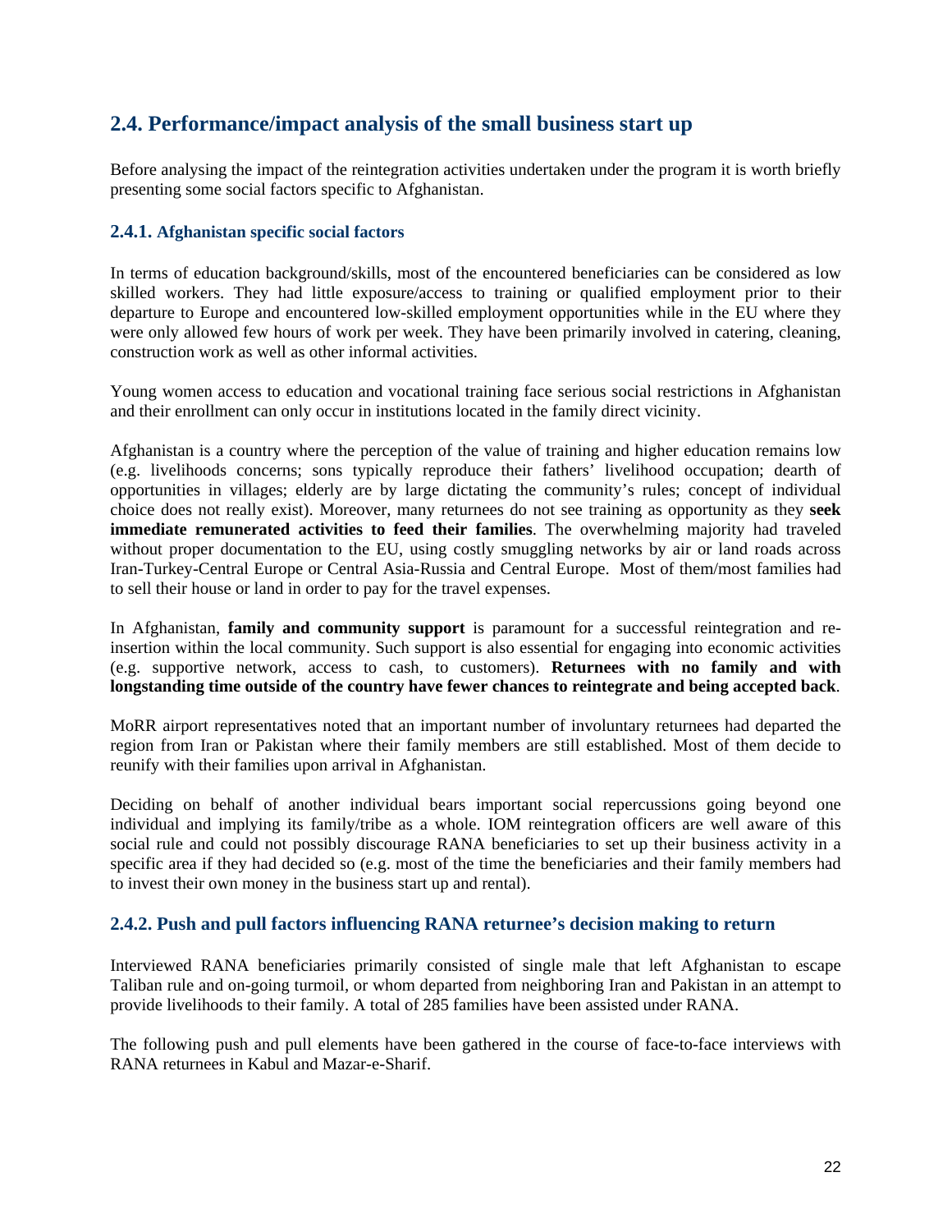## 2.4. Performance/impact analysis of the small business start up

Before analysing the impact of the reintegration activities undertaken under the program it is worth briefly presenting some social factors specific to Afghanistan.

### 2.4.1. Afghanistan specific social factors

In terms of education background/skills, most of the encountered beneficiaries can be considered as low skilled workers. They had little exposure/access to training or qualified employment prior to their departure to Europe and encountered low-skilled employment opportunities while in the EU where they were only allowed few hours of work per week. They have been primarily involved in catering, cleaning, construction work as well as other informal activities.

Young women access to education and vocational training face serious social restrictions in Afghanistan and their enrollment can only occur in institutions located in the family direct vicinity.

Afghanistan is a country where the perception of the value of training and higher education remains low (e.g. livelihoods concerns; sons typically reproduce their fathers' livelihood occupation; dearth of opportunities in villages; elderly are by large dictating the community's rules; concept of individual choice does not really exist). Moreover, many returnees do not see training as opportunity as they **seek immediate remunerated activities to feed their families**. The overwhelming majority had traveled without proper documentation to the EU, using costly smuggling networks by air or land roads across Iran-Turkey-Central Europe or Central Asia-Russia and Central Europe. Most of them/most families had to sell their house or land in order to pay for the travel expenses.

In Afghanistan, **family and community support** is paramount for a successful reintegration and re-insertion within the local community. Such support is also essential for engaging into economic activities (e.g. supportive network, access to cash, to customers). **Returnees with no family and with longstanding time outside of the country have fewer chances to reintegrate and being accepted back**.

MoRR airport representatives noted that an important number of involuntary returnees had departed the region from Iran or Pakistan where their family members are still established. Most of them decide to reunify with their families upon arrival in Afghanistan.

Deciding on behalf of another individual bears important social repercussions going beyond one individual and implying its family/tribe as a whole. IOM reintegration officers are well aware of this social rule and could not possibly discourage RANA beneficiaries to set up their business activity in a specific area if they had decided so (e.g. most of the time the beneficiaries and their family members had to invest their own money in the business start up and rental).

### 2.4.2. Push and pull factors influencing RANA returnee's decision making to return

Interviewed RANA beneficiaries primarily consisted of single male that left Afghanistan to escape Taliban rule and on-going turmoil, or whom departed from neighboring Iran and Pakistan in an attempt to provide livelihoods to their family. A total of 285 families have been assisted under RANA.

The following push and pull elements have been gathered in the course of face-to-face interviews with RANA returnees in Kabul and Mazar-e-Sharif.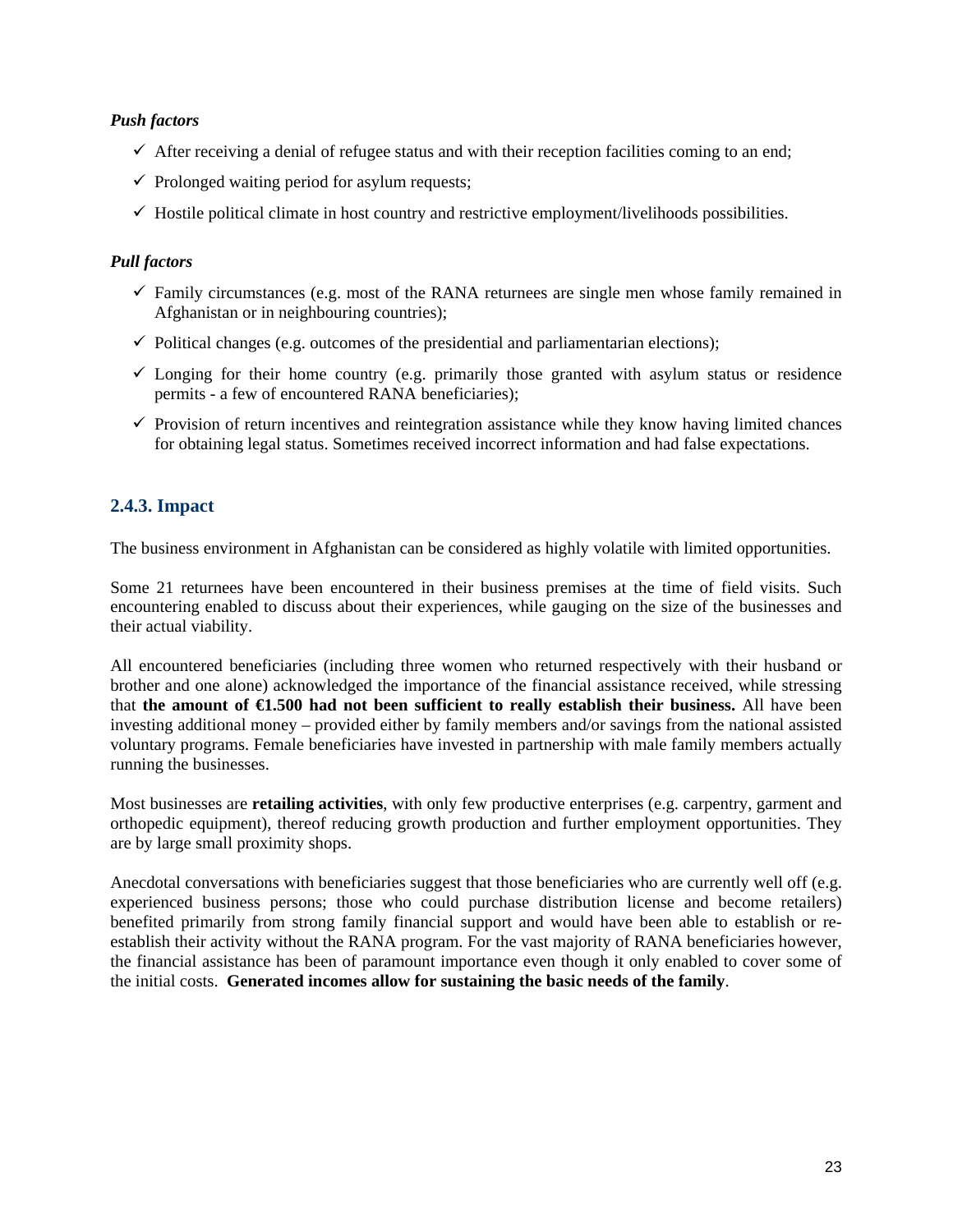*Push factors*

- ✓ After receiving a denial of refugee status and with their reception facilities coming to an end;
- ✓ Prolonged waiting period for asylum requests;
- ✓ Hostile political climate in host country and restrictive employment/livelihoods possibilities.

*Pull factors*

- ✓ Family circumstances (e.g. most of the RANA returnees are single men whose family remained in Afghanistan or in neighbouring countries);
- ✓ Political changes (e.g. outcomes of the presidential and parliamentarian elections);
- ✓ Longing for their home country (e.g. primarily those granted with asylum status or residence permits - a few of encountered RANA beneficiaries);
- ✓ Provision of return incentives and reintegration assistance while they know having limited chances for obtaining legal status. Sometimes received incorrect information and had false expectations.

### 2.4.3. Impact

The business environment in Afghanistan can be considered as highly volatile with limited opportunities.

Some 21 returnees have been encountered in their business premises at the time of field visits. Such encountering enabled to discuss about their experiences, while gauging on the size of the businesses and their actual viability.

All encountered beneficiaries (including three women who returned respectively with their husband or brother and one alone) acknowledged the importance of the financial assistance received, while stressing that **the amount of €1.500 had not been sufficient to really establish their business.** All have been investing additional money – provided either by family members and/or savings from the national assisted voluntary programs. Female beneficiaries have invested in partnership with male family members actually running the businesses.

Most businesses are **retailing activities**, with only few productive enterprises (e.g. carpentry, garment and orthopedic equipment), thereof reducing growth production and further employment opportunities. They are by large small proximity shops.

Anecdotal conversations with beneficiaries suggest that those beneficiaries who are currently well off (e.g. experienced business persons; those who could purchase distribution license and become retailers) benefited primarily from strong family financial support and would have been able to establish or re-establish their activity without the RANA program. For the vast majority of RANA beneficiaries however, the financial assistance has been of paramount importance even though it only enabled to cover some of the initial costs. **Generated incomes allow for sustaining the basic needs of the family**.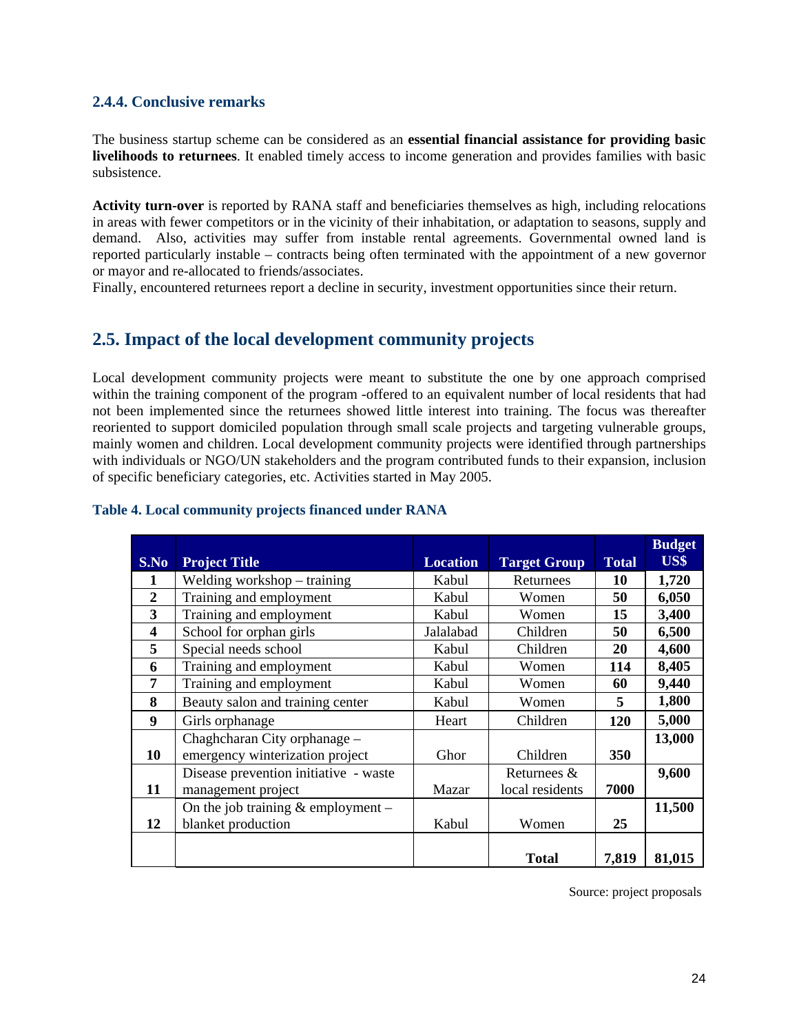### 2.4.4. Conclusive remarks

The business startup scheme can be considered as an **essential financial assistance for providing basic livelihoods to returnees**. It enabled timely access to income generation and provides families with basic subsistence.

**Activity turn-over** is reported by RANA staff and beneficiaries themselves as high, including relocations in areas with fewer competitors or in the vicinity of their inhabitation, or adaptation to seasons, supply and demand. Also, activities may suffer from instable rental agreements. Governmental owned land is reported particularly instable – contracts being often terminated with the appointment of a new governor or mayor and re-allocated to friends/associates.

Finally, encountered returnees report a decline in security, investment opportunities since their return.

## 2.5. Impact of the local development community projects

Local development community projects were meant to substitute the one by one approach comprised within the training component of the program -offered to an equivalent number of local residents that had not been implemented since the returnees showed little interest into training. The focus was thereafter reoriented to support domiciled population through small scale projects and targeting vulnerable groups, mainly women and children. Local development community projects were identified through partnerships with individuals or NGO/UN stakeholders and the program contributed funds to their expansion, inclusion of specific beneficiary categories, etc. Activities started in May 2005.

**Table 4. Local community projects financed under RANA**

| S.No | Project Title | Location | Target Group | Total | Budget US$ |
|---|---|---|---|---|---|
| 1 | Welding workshop – training | Kabul | Returnees | 10 | 1,720 |
| 2 | Training and employment | Kabul | Women | 50 | 6,050 |
| 3 | Training and employment | Kabul | Women | 15 | 3,400 |
| 4 | School for orphan girls | Jalalabad | Children | 50 | 6,500 |
| 5 | Special needs school | Kabul | Children | 20 | 4,600 |
| 6 | Training and employment | Kabul | Women | 114 | 8,405 |
| 7 | Training and employment | Kabul | Women | 60 | 9,440 |
| 8 | Beauty salon and training center | Kabul | Women | 5 | 1,800 |
| 9 | Girls orphanage | Heart | Children | 120 | 5,000 |
| 10 | Chaghcharan City orphanage – emergency winterization project | Ghor | Children | 350 | 13,000 |
| 11 | Disease prevention initiative - waste management project | Mazar | Returnees & local residents | 7000 | 9,600 |
| 12 | On the job training & employment – blanket production | Kabul | Women | 25 | 11,500 |
| | | | **Total** | **7,819** | **81,015** |

Source: project proposals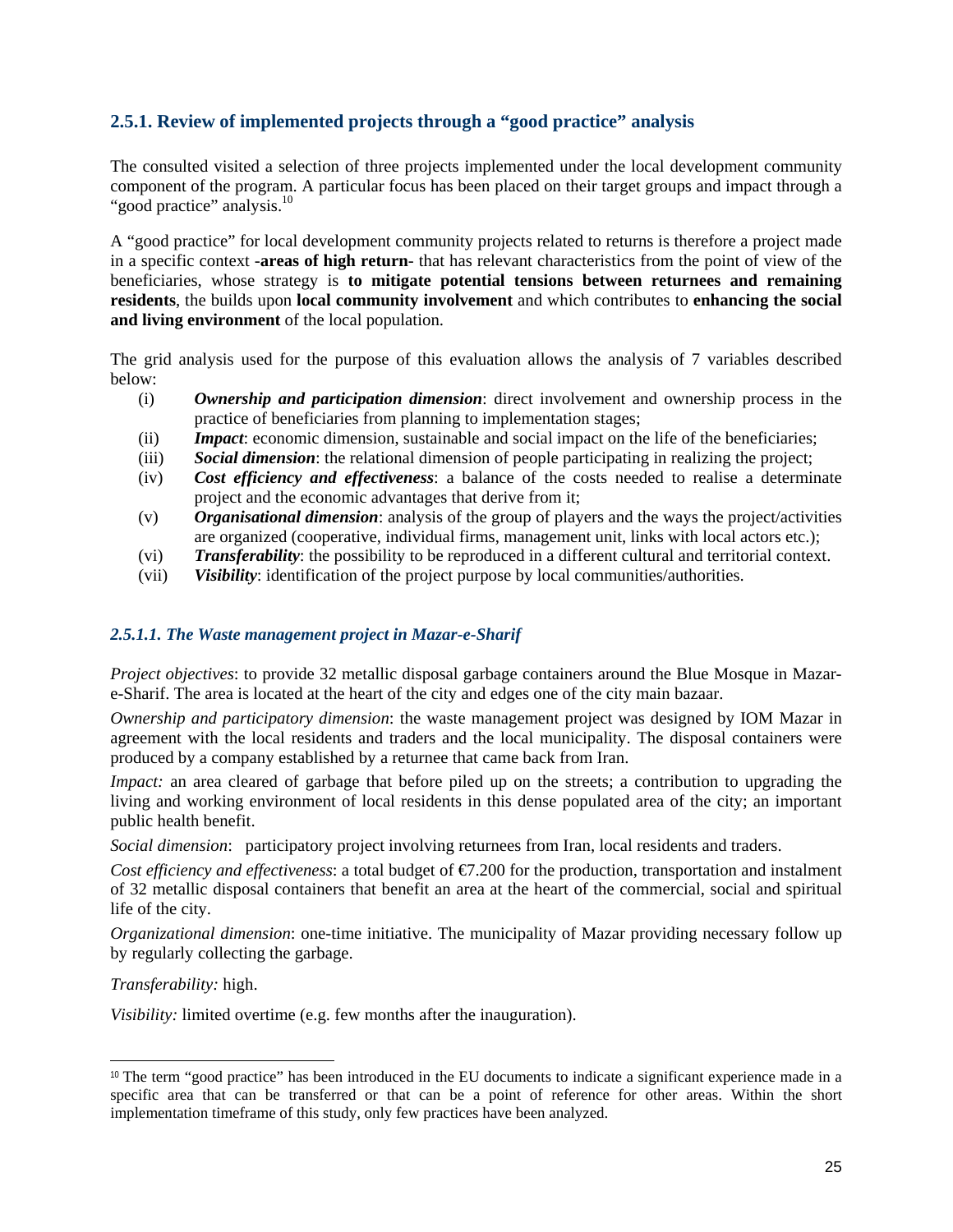### 2.5.1. Review of implemented projects through a "good practice" analysis

The consulted visited a selection of three projects implemented under the local development community component of the program. A particular focus has been placed on their target groups and impact through a "good practice" analysis.[10]

A "good practice" for local development community projects related to returns is therefore a project made in a specific context -**areas of high return**- that has relevant characteristics from the point of view of the beneficiaries, whose strategy is **to mitigate potential tensions between returnees and remaining residents**, the builds upon **local community involvement** and which contributes to **enhancing the social and living environment** of the local population.

The grid analysis used for the purpose of this evaluation allows the analysis of 7 variables described below:

- (i) ***Ownership and participation dimension***: direct involvement and ownership process in the practice of beneficiaries from planning to implementation stages;
- (ii) ***Impact***: economic dimension, sustainable and social impact on the life of the beneficiaries;
- (iii) ***Social dimension***: the relational dimension of people participating in realizing the project;
- (iv) ***Cost efficiency and effectiveness***: a balance of the costs needed to realise a determinate project and the economic advantages that derive from it;
- (v) ***Organisational dimension***: analysis of the group of players and the ways the project/activities are organized (cooperative, individual firms, management unit, links with local actors etc.);
- (vi) ***Transferability***: the possibility to be reproduced in a different cultural and territorial context.
- (vii) ***Visibility***: identification of the project purpose by local communities/authorities.

#### *2.5.1.1. The Waste management project in Mazar-e-Sharif*

*Project objectives*: to provide 32 metallic disposal garbage containers around the Blue Mosque in Mazar-e-Sharif. The area is located at the heart of the city and edges one of the city main bazaar.

*Ownership and participatory dimension*: the waste management project was designed by IOM Mazar in agreement with the local residents and traders and the local municipality. The disposal containers were produced by a company established by a returnee that came back from Iran.

*Impact:* an area cleared of garbage that before piled up on the streets; a contribution to upgrading the living and working environment of local residents in this dense populated area of the city; an important public health benefit.

*Social dimension*: participatory project involving returnees from Iran, local residents and traders.

*Cost efficiency and effectiveness*: a total budget of €7.200 for the production, transportation and instalment of 32 metallic disposal containers that benefit an area at the heart of the commercial, social and spiritual life of the city.

*Organizational dimension*: one-time initiative. The municipality of Mazar providing necessary follow up by regularly collecting the garbage.

*Transferability:* high.

*Visibility:* limited overtime (e.g. few months after the inauguration).

---

[10] The term "good practice" has been introduced in the EU documents to indicate a significant experience made in a specific area that can be transferred or that can be a point of reference for other areas. Within the short implementation timeframe of this study, only few practices have been analyzed.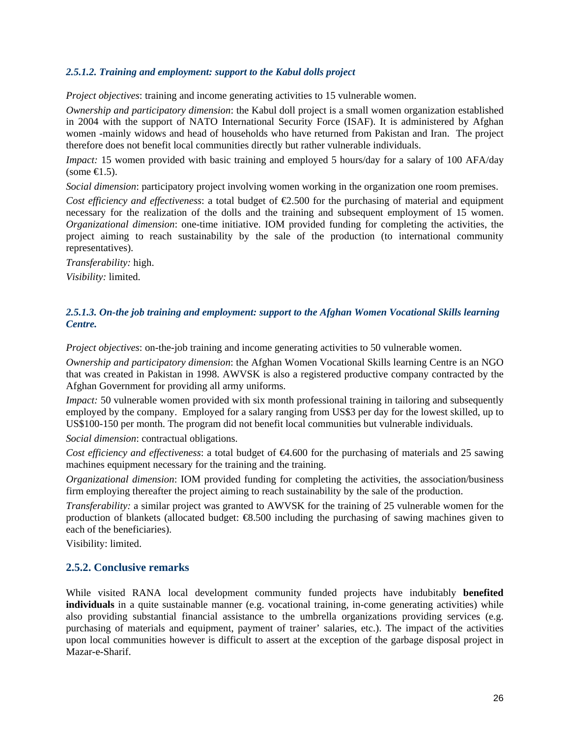#### *2.5.1.2. Training and employment: support to the Kabul dolls project*

*Project objectives*: training and income generating activities to 15 vulnerable women.

*Ownership and participatory dimension*: the Kabul doll project is a small women organization established in 2004 with the support of NATO International Security Force (ISAF). It is administered by Afghan women -mainly widows and head of households who have returned from Pakistan and Iran. The project therefore does not benefit local communities directly but rather vulnerable individuals.

*Impact:* 15 women provided with basic training and employed 5 hours/day for a salary of 100 AFA/day (some €1.5).

*Social dimension*: participatory project involving women working in the organization one room premises.

*Cost efficiency and effectiveness*: a total budget of €2.500 for the purchasing of material and equipment necessary for the realization of the dolls and the training and subsequent employment of 15 women. *Organizational dimension*: one-time initiative. IOM provided funding for completing the activities, the project aiming to reach sustainability by the sale of the production (to international community representatives).

*Transferability:* high.

*Visibility:* limited.

#### *2.5.1.3. On-the job training and employment: support to the Afghan Women Vocational Skills learning Centre.*

*Project objectives*: on-the-job training and income generating activities to 50 vulnerable women.

*Ownership and participatory dimension*: the Afghan Women Vocational Skills learning Centre is an NGO that was created in Pakistan in 1998. AWVSK is also a registered productive company contracted by the Afghan Government for providing all army uniforms.

*Impact:* 50 vulnerable women provided with six month professional training in tailoring and subsequently employed by the company. Employed for a salary ranging from US$3 per day for the lowest skilled, up to US$100-150 per month. The program did not benefit local communities but vulnerable individuals.

*Social dimension*: contractual obligations.

*Cost efficiency and effectiveness*: a total budget of €4.600 for the purchasing of materials and 25 sawing machines equipment necessary for the training and the training.

*Organizational dimension*: IOM provided funding for completing the activities, the association/business firm employing thereafter the project aiming to reach sustainability by the sale of the production.

*Transferability:* a similar project was granted to AWVSK for the training of 25 vulnerable women for the production of blankets (allocated budget: €8.500 including the purchasing of sawing machines given to each of the beneficiaries).

Visibility: limited.

### 2.5.2. Conclusive remarks

While visited RANA local development community funded projects have indubitably **benefited individuals** in a quite sustainable manner (e.g. vocational training, in-come generating activities) while also providing substantial financial assistance to the umbrella organizations providing services (e.g. purchasing of materials and equipment, payment of trainer' salaries, etc.). The impact of the activities upon local communities however is difficult to assert at the exception of the garbage disposal project in Mazar-e-Sharif.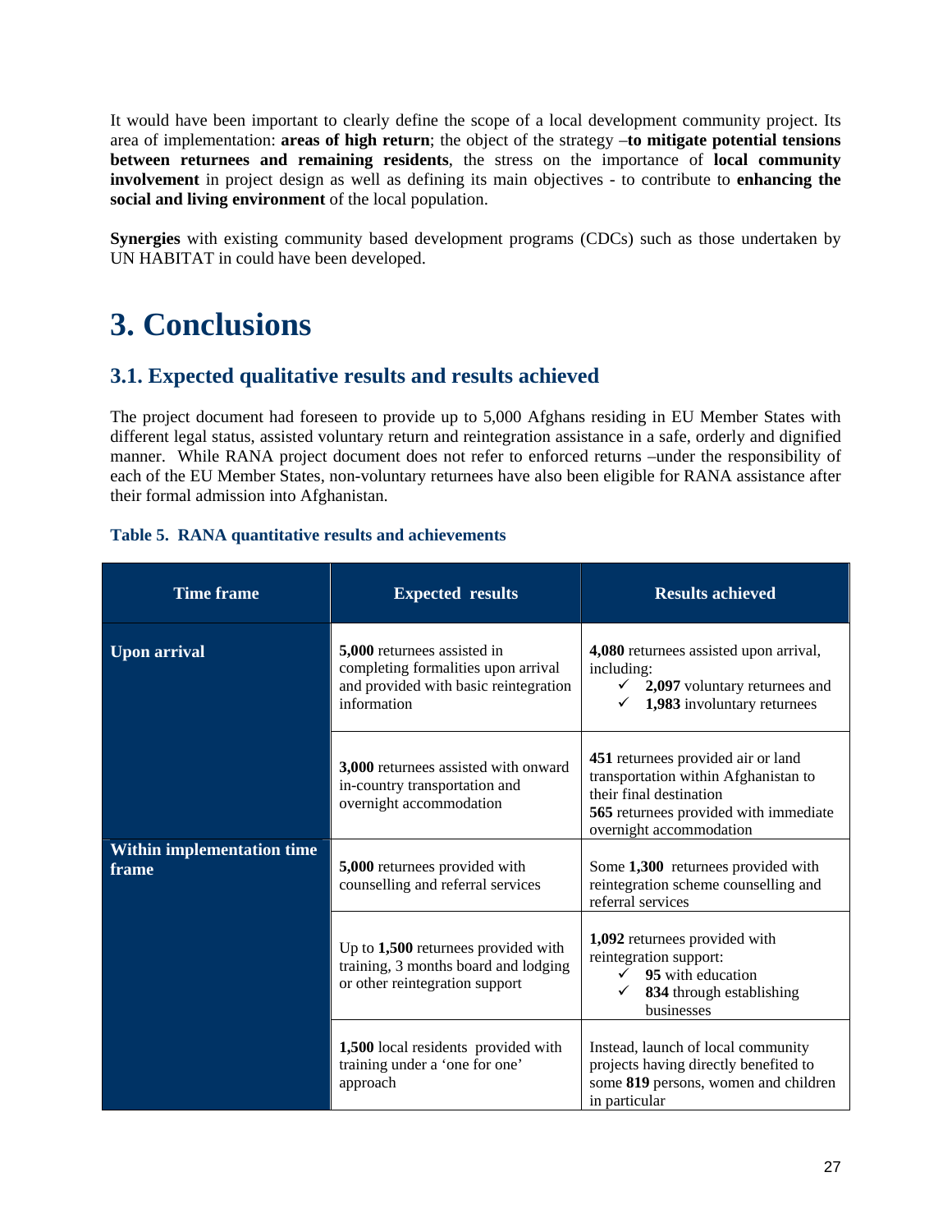It would have been important to clearly define the scope of a local development community project. Its area of implementation: **areas of high return**; the object of the strategy –**to mitigate potential tensions between returnees and remaining residents**, the stress on the importance of **local community involvement** in project design as well as defining its main objectives - to contribute to **enhancing the social and living environment** of the local population.

**Synergies** with existing community based development programs (CDCs) such as those undertaken by UN HABITAT in could have been developed.

# 3. Conclusions

## 3.1. Expected qualitative results and results achieved

The project document had foreseen to provide up to 5,000 Afghans residing in EU Member States with different legal status, assisted voluntary return and reintegration assistance in a safe, orderly and dignified manner. While RANA project document does not refer to enforced returns –under the responsibility of each of the EU Member States, non-voluntary returnees have also been eligible for RANA assistance after their formal admission into Afghanistan.

**Table 5. RANA quantitative results and achievements**

| Time frame | Expected results | Results achieved |
|---|---|---|
| **Upon arrival** | **5,000** returnees assisted in completing formalities upon arrival and provided with basic reintegration information | **4,080** returnees assisted upon arrival, including:<br>✓ **2,097** voluntary returnees and<br>✓ **1,983** involuntary returnees |
| | **3,000** returnees assisted with onward in-country transportation and overnight accommodation | **451** returnees provided air or land transportation within Afghanistan to their final destination<br>**565** returnees provided with immediate overnight accommodation |
| **Within implementation time frame** | **5,000** returnees provided with counselling and referral services | Some **1,300** returnees provided with reintegration scheme counselling and referral services |
| | Up to **1,500** returnees provided with training, 3 months board and lodging or other reintegration support | **1,092** returnees provided with reintegration support:<br>✓ **95** with education<br>✓ **834** through establishing businesses |
| | **1,500** local residents provided with training under a 'one for one' approach | Instead, launch of local community projects having directly benefited to some **819** persons, women and children in particular |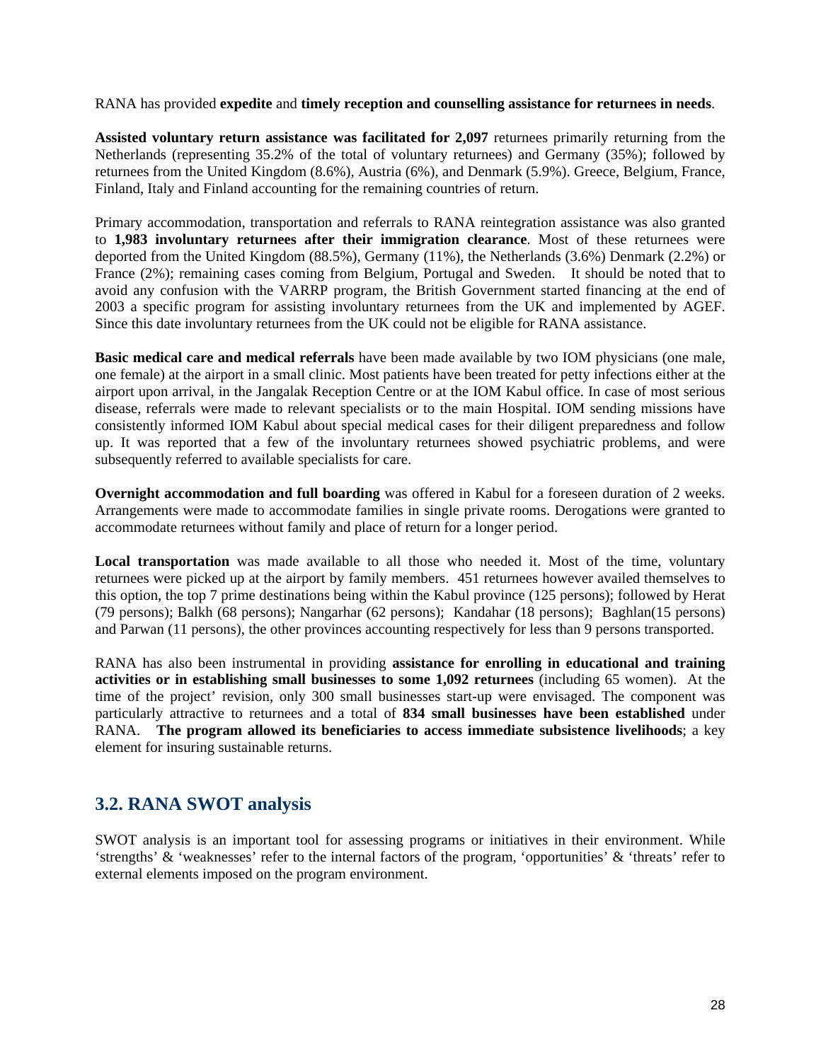RANA has provided **expedite** and **timely reception and counselling assistance for returnees in needs**.

**Assisted voluntary return assistance was facilitated for 2,097** returnees primarily returning from the Netherlands (representing 35.2% of the total of voluntary returnees) and Germany (35%); followed by returnees from the United Kingdom (8.6%), Austria (6%), and Denmark (5.9%). Greece, Belgium, France, Finland, Italy and Finland accounting for the remaining countries of return.

Primary accommodation, transportation and referrals to RANA reintegration assistance was also granted to **1,983 involuntary returnees after their immigration clearance**. Most of these returnees were deported from the United Kingdom (88.5%), Germany (11%), the Netherlands (3.6%) Denmark (2.2%) or France (2%); remaining cases coming from Belgium, Portugal and Sweden. It should be noted that to avoid any confusion with the VARRP program, the British Government started financing at the end of 2003 a specific program for assisting involuntary returnees from the UK and implemented by AGEF. Since this date involuntary returnees from the UK could not be eligible for RANA assistance.

**Basic medical care and medical referrals** have been made available by two IOM physicians (one male, one female) at the airport in a small clinic. Most patients have been treated for petty infections either at the airport upon arrival, in the Jangalak Reception Centre or at the IOM Kabul office. In case of most serious disease, referrals were made to relevant specialists or to the main Hospital. IOM sending missions have consistently informed IOM Kabul about special medical cases for their diligent preparedness and follow up. It was reported that a few of the involuntary returnees showed psychiatric problems, and were subsequently referred to available specialists for care.

**Overnight accommodation and full boarding** was offered in Kabul for a foreseen duration of 2 weeks. Arrangements were made to accommodate families in single private rooms. Derogations were granted to accommodate returnees without family and place of return for a longer period.

**Local transportation** was made available to all those who needed it. Most of the time, voluntary returnees were picked up at the airport by family members. 451 returnees however availed themselves to this option, the top 7 prime destinations being within the Kabul province (125 persons); followed by Herat (79 persons); Balkh (68 persons); Nangarhar (62 persons); Kandahar (18 persons); Baghlan(15 persons) and Parwan (11 persons), the other provinces accounting respectively for less than 9 persons transported.

RANA has also been instrumental in providing **assistance for enrolling in educational and training activities or in establishing small businesses to some 1,092 returnees** (including 65 women). At the time of the project' revision, only 300 small businesses start-up were envisaged. The component was particularly attractive to returnees and a total of **834 small businesses have been established** under RANA. **The program allowed its beneficiaries to access immediate subsistence livelihoods**; a key element for insuring sustainable returns.

## 3.2. RANA SWOT analysis

SWOT analysis is an important tool for assessing programs or initiatives in their environment. While 'strengths' & 'weaknesses' refer to the internal factors of the program, 'opportunities' & 'threats' refer to external elements imposed on the program environment.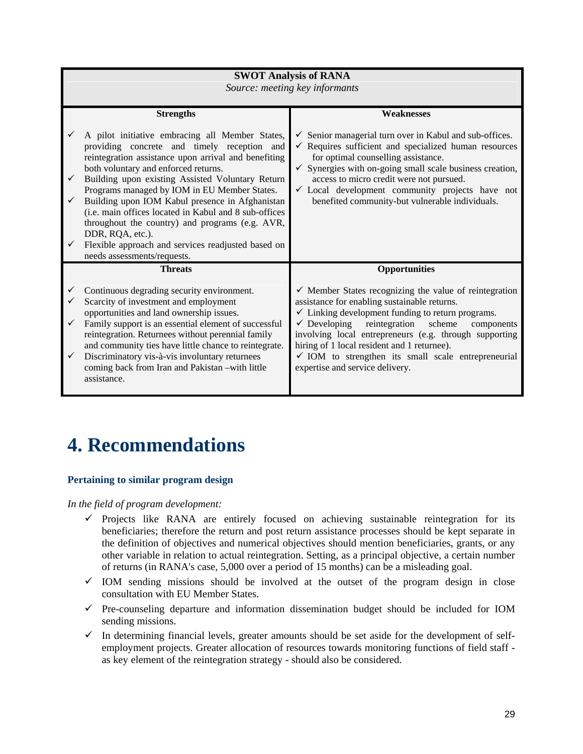| **SWOT Analysis of RANA**<br>*Source: meeting key informants* | |
|---|---|
| **Strengths** | **Weaknesses** |
| ✓ A pilot initiative embracing all Member States, providing concrete and timely reception and reintegration assistance upon arrival and benefiting both voluntary and enforced returns.<br>✓ Building upon existing Assisted Voluntary Return Programs managed by IOM in EU Member States.<br>✓ Building upon IOM Kabul presence in Afghanistan (i.e. main offices located in Kabul and 8 sub-offices throughout the country) and programs (e.g. AVR, DDR, RQA, etc.).<br>✓ Flexible approach and services readjusted based on needs assessments/requests. | ✓ Senior managerial turn over in Kabul and sub-offices.<br>✓ Requires sufficient and specialized human resources for optimal counselling assistance.<br>✓ Synergies with on-going small scale business creation, access to micro credit were not pursued.<br>✓ Local development community projects have not benefited community-but vulnerable individuals. |
| **Threats** | **Opportunities** |
| ✓ Continuous degrading security environment.<br>✓ Scarcity of investment and employment opportunities and land ownership issues.<br>✓ Family support is an essential element of successful reintegration. Returnees without perennial family and community ties have little chance to reintegrate.<br>✓ Discriminatory vis-à-vis involuntary returnees coming back from Iran and Pakistan –with little assistance. | ✓ Member States recognizing the value of reintegration assistance for enabling sustainable returns.<br>✓ Linking development funding to return programs.<br>✓ Developing reintegration scheme components involving local entrepreneurs (e.g. through supporting hiring of 1 local resident and 1 returnee).<br>✓ IOM to strengthen its small scale entrepreneurial expertise and service delivery. |

# 4. Recommendations

### Pertaining to similar program design

*In the field of program development:*

- ✓ Projects like RANA are entirely focused on achieving sustainable reintegration for its beneficiaries; therefore the return and post return assistance processes should be kept separate in the definition of objectives and numerical objectives should mention beneficiaries, grants, or any other variable in relation to actual reintegration. Setting, as a principal objective, a certain number of returns (in RANA's case, 5,000 over a period of 15 months) can be a misleading goal.
- ✓ IOM sending missions should be involved at the outset of the program design in close consultation with EU Member States.
- ✓ Pre-counseling departure and information dissemination budget should be included for IOM sending missions.
- ✓ In determining financial levels, greater amounts should be set aside for the development of self-employment projects. Greater allocation of resources towards monitoring functions of field staff - as key element of the reintegration strategy - should also be considered.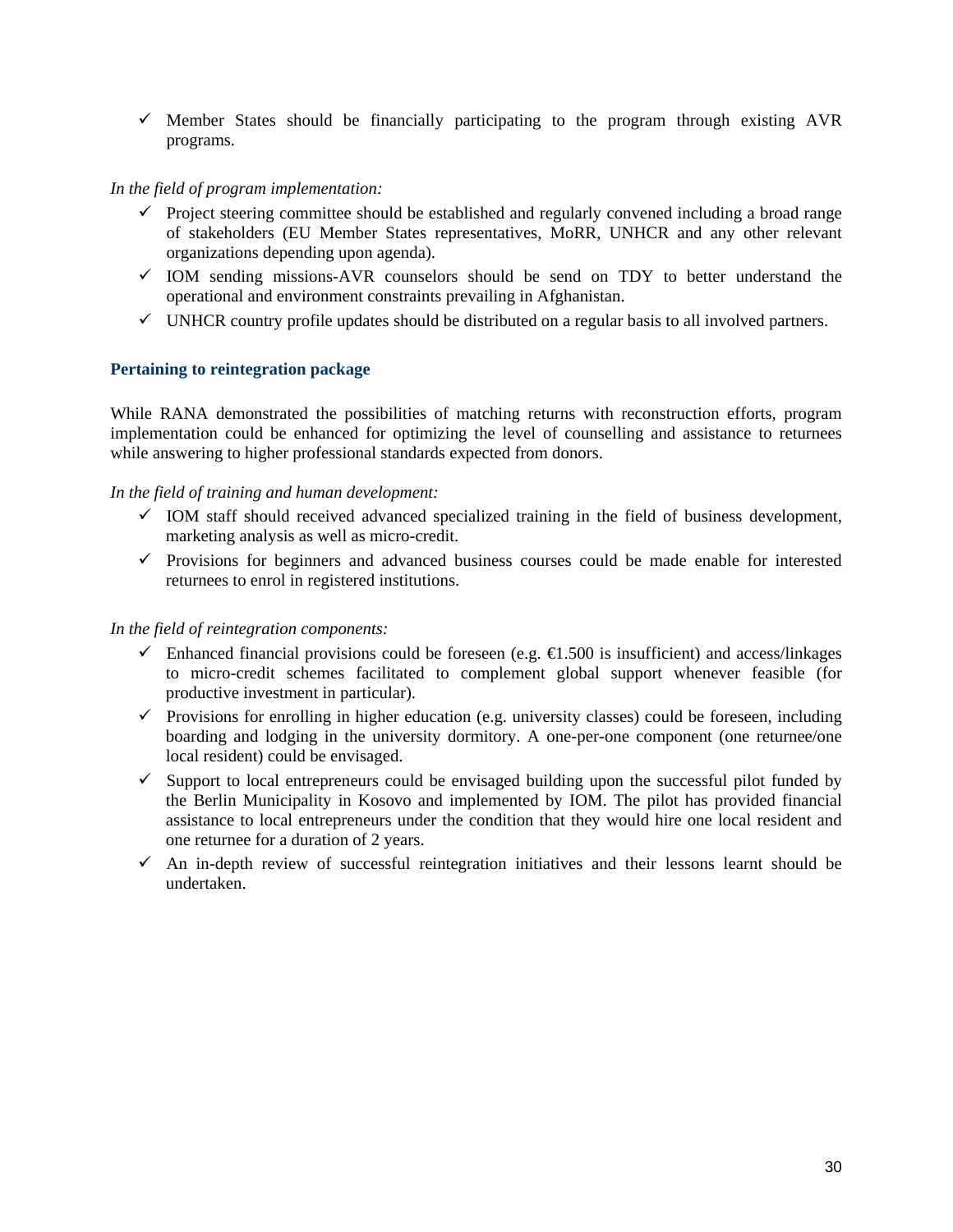- ✓ Member States should be financially participating to the program through existing AVR programs.

*In the field of program implementation:*

- ✓ Project steering committee should be established and regularly convened including a broad range of stakeholders (EU Member States representatives, MoRR, UNHCR and any other relevant organizations depending upon agenda).
- ✓ IOM sending missions-AVR counselors should be send on TDY to better understand the operational and environment constraints prevailing in Afghanistan.
- ✓ UNHCR country profile updates should be distributed on a regular basis to all involved partners.

### Pertaining to reintegration package

While RANA demonstrated the possibilities of matching returns with reconstruction efforts, program implementation could be enhanced for optimizing the level of counselling and assistance to returnees while answering to higher professional standards expected from donors.

*In the field of training and human development:*

- ✓ IOM staff should received advanced specialized training in the field of business development, marketing analysis as well as micro-credit.
- ✓ Provisions for beginners and advanced business courses could be made enable for interested returnees to enrol in registered institutions.

*In the field of reintegration components:*

- ✓ Enhanced financial provisions could be foreseen (e.g. €1.500 is insufficient) and access/linkages to micro-credit schemes facilitated to complement global support whenever feasible (for productive investment in particular).
- ✓ Provisions for enrolling in higher education (e.g. university classes) could be foreseen, including boarding and lodging in the university dormitory. A one-per-one component (one returnee/one local resident) could be envisaged.
- ✓ Support to local entrepreneurs could be envisaged building upon the successful pilot funded by the Berlin Municipality in Kosovo and implemented by IOM. The pilot has provided financial assistance to local entrepreneurs under the condition that they would hire one local resident and one returnee for a duration of 2 years.
- ✓ An in-depth review of successful reintegration initiatives and their lessons learnt should be undertaken.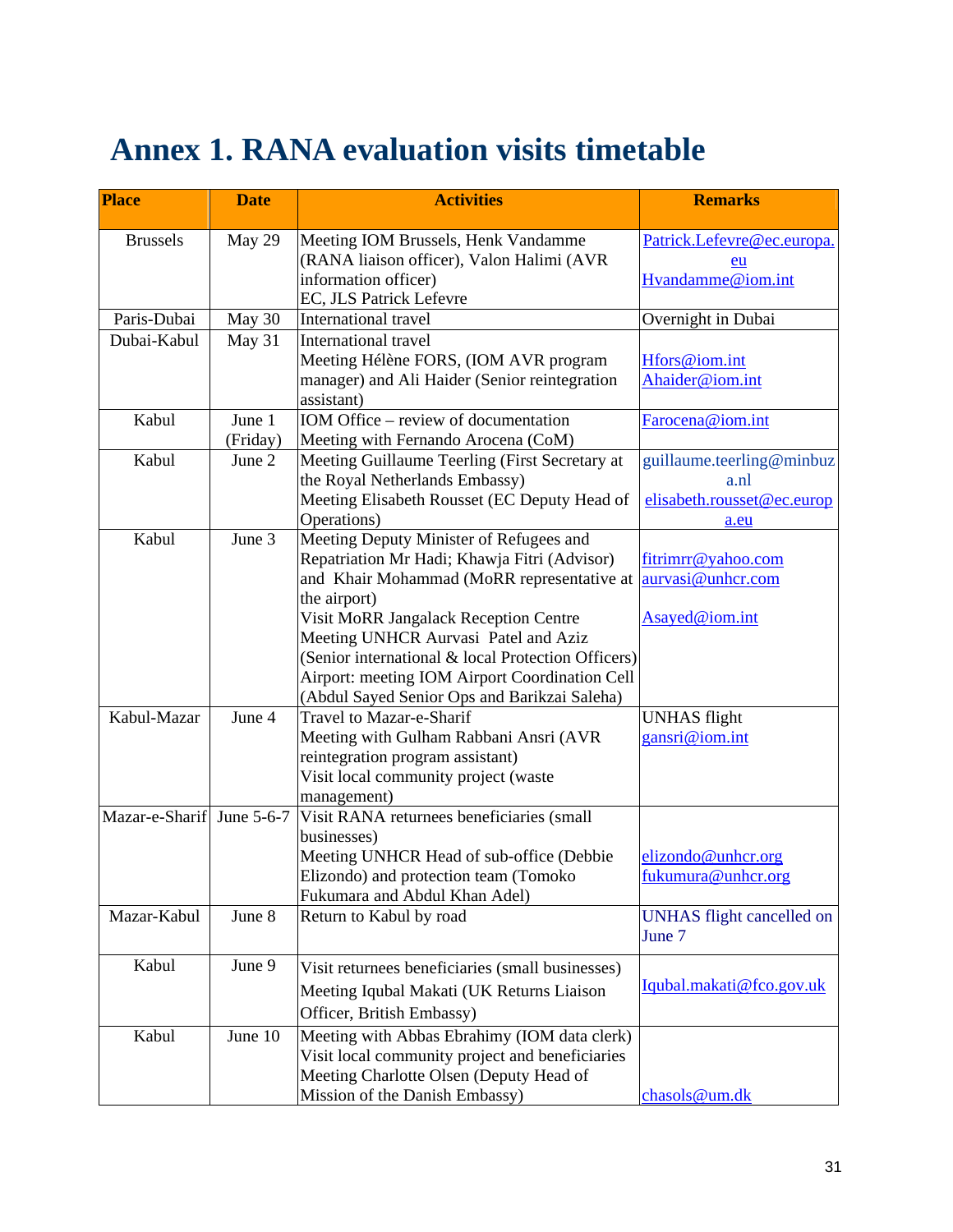# Annex 1. RANA evaluation visits timetable

| Place | Date | Activities | Remarks |
|---|---|---|---|
| Brussels | May 29 | Meeting IOM Brussels, Henk Vandamme (RANA liaison officer), Valon Halimi (AVR information officer)<br>EC, JLS Patrick Lefevre | Patrick.Lefevre@ec.europa.eu<br>Hvandamme@iom.int |
| Paris-Dubai | May 30 | International travel | Overnight in Dubai |
| Dubai-Kabul | May 31 | International travel<br>Meeting Hélène FORS, (IOM AVR program manager) and Ali Haider (Senior reintegration assistant) | Hfors@iom.int<br>Ahaider@iom.int |
| Kabul | June 1 (Friday) | IOM Office – review of documentation<br>Meeting with Fernando Arocena (CoM) | Farocena@iom.int |
| Kabul | June 2 | Meeting Guillaume Teerling (First Secretary at the Royal Netherlands Embassy)<br>Meeting Elisabeth Rousset (EC Deputy Head of Operations) | guillaume.teerling@minbuza.nl<br>elisabeth.rousset@ec.europa.eu |
| Kabul | June 3 | Meeting Deputy Minister of Refugees and Repatriation Mr Hadi; Khawja Fitri (Advisor) and Khair Mohammad (MoRR representative at the airport)<br>Visit MoRR Jangalack Reception Centre<br>Meeting UNHCR Aurvasi Patel and Aziz (Senior international & local Protection Officers)<br>Airport: meeting IOM Airport Coordination Cell (Abdul Sayed Senior Ops and Barikzai Saleha) | fitrimrr@yahoo.com<br>aurvasi@unhcr.com<br>Asayed@iom.int |
| Kabul-Mazar | June 4 | Travel to Mazar-e-Sharif<br>Meeting with Gulham Rabbani Ansri (AVR reintegration program assistant)<br>Visit local community project (waste management) | UNHAS flight<br>gansri@iom.int |
| Mazar-e-Sharif | June 5-6-7 | Visit RANA returnees beneficiaries (small businesses)<br>Meeting UNHCR Head of sub-office (Debbie Elizondo) and protection team (Tomoko Fukumara and Abdul Khan Adel) | elizondo@unhcr.org<br>fukumura@unhcr.org |
| Mazar-Kabul | June 8 | Return to Kabul by road | UNHAS flight cancelled on June 7 |
| Kabul | June 9 | Visit returnees beneficiaries (small businesses)<br>Meeting Iqubal Makati (UK Returns Liaison Officer, British Embassy) | Iqubal.makati@fco.gov.uk |
| Kabul | June 10 | Meeting with Abbas Ebrahimy (IOM data clerk)<br>Visit local community project and beneficiaries<br>Meeting Charlotte Olsen (Deputy Head of Mission of the Danish Embassy) | chasols@um.dk |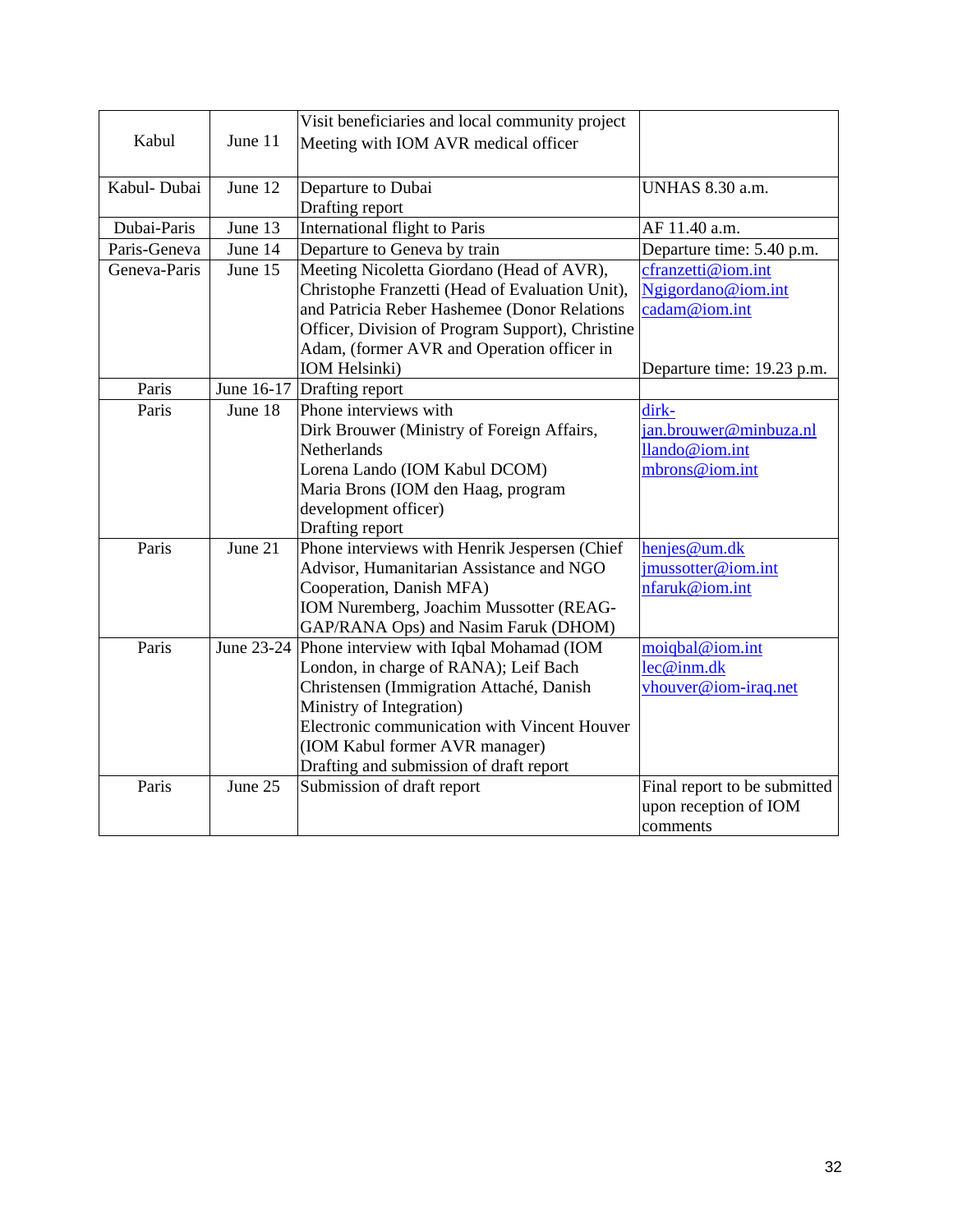| | | | |
|---|---|---|---|
| Kabul | June 11 | Visit beneficiaries and local community project<br>Meeting with IOM AVR medical officer | |
| Kabul- Dubai | June 12 | Departure to Dubai<br>Drafting report | UNHAS 8.30 a.m. |
| Dubai-Paris | June 13 | International flight to Paris | AF 11.40 a.m. |
| Paris-Geneva | June 14 | Departure to Geneva by train | Departure time: 5.40 p.m. |
| Geneva-Paris | June 15 | Meeting Nicoletta Giordano (Head of AVR), Christophe Franzetti (Head of Evaluation Unit), and Patricia Reber Hashemee (Donor Relations Officer, Division of Program Support), Christine Adam, (former AVR and Operation officer in IOM Helsinki) | cfranzetti@iom.int<br>Ngigordano@iom.int<br>cadam@iom.int<br><br>Departure time: 19.23 p.m. |
| Paris | June 16-17 | Drafting report | |
| Paris | June 18 | Phone interviews with<br>Dirk Brouwer (Ministry of Foreign Affairs, Netherlands<br>Lorena Lando (IOM Kabul DCOM)<br>Maria Brons (IOM den Haag, program development officer)<br>Drafting report | dirk-jan.brouwer@minbuza.nl<br>llando@iom.int<br>mbrons@iom.int |
| Paris | June 21 | Phone interviews with Henrik Jespersen (Chief Advisor, Humanitarian Assistance and NGO Cooperation, Danish MFA)<br>IOM Nuremberg, Joachim Mussotter (REAG-GAP/RANA Ops) and Nasim Faruk (DHOM) | henjes@um.dk<br>jmussotter@iom.int<br>nfaruk@iom.int |
| Paris | June 23-24 | Phone interview with Iqbal Mohamad (IOM London, in charge of RANA); Leif Bach Christensen (Immigration Attaché, Danish Ministry of Integration)<br>Electronic communication with Vincent Houver (IOM Kabul former AVR manager)<br>Drafting and submission of draft report | moiqbal@iom.int<br>lec@inm.dk<br>vhouver@iom-iraq.net |
| Paris | June 25 | Submission of draft report | Final report to be submitted upon reception of IOM comments |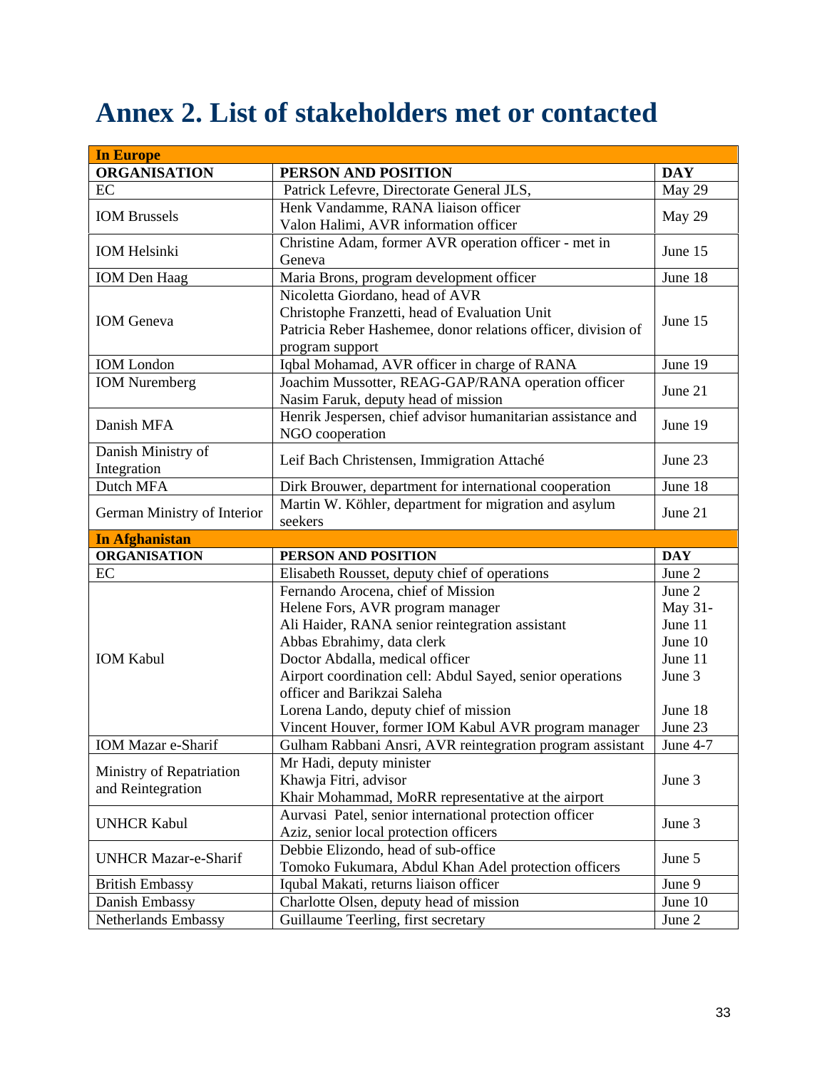# Annex 2. List of stakeholders met or contacted

| **In Europe** | | |
|---|---|---|
| **ORGANISATION** | **PERSON AND POSITION** | **DAY** |
| EC | Patrick Lefevre, Directorate General JLS, | May 29 |
| IOM Brussels | Henk Vandamme, RANA liaison officer<br>Valon Halimi, AVR information officer | May 29 |
| IOM Helsinki | Christine Adam, former AVR operation officer - met in Geneva | June 15 |
| IOM Den Haag | Maria Brons, program development officer | June 18 |
| IOM Geneva | Nicoletta Giordano, head of AVR<br>Christophe Franzetti, head of Evaluation Unit<br>Patricia Reber Hashemee, donor relations officer, division of program support | June 15 |
| IOM London | Iqbal Mohamad, AVR officer in charge of RANA | June 19 |
| IOM Nuremberg | Joachim Mussotter, REAG-GAP/RANA operation officer<br>Nasim Faruk, deputy head of mission | June 21 |
| Danish MFA | Henrik Jespersen, chief advisor humanitarian assistance and NGO cooperation | June 19 |
| Danish Ministry of Integration | Leif Bach Christensen, Immigration Attaché | June 23 |
| Dutch MFA | Dirk Brouwer, department for international cooperation | June 18 |
| German Ministry of Interior | Martin W. Köhler, department for migration and asylum seekers | June 21 |
| **In Afghanistan** | | |
| **ORGANISATION** | **PERSON AND POSITION** | **DAY** |
| EC | Elisabeth Rousset, deputy chief of operations | June 2 |
| IOM Kabul | Fernando Arocena, chief of Mission<br>Helene Fors, AVR program manager<br>Ali Haider, RANA senior reintegration assistant<br>Abbas Ebrahimy, data clerk<br>Doctor Abdalla, medical officer<br>Airport coordination cell: Abdul Sayed, senior operations officer and Barikzai Saleha<br>Lorena Lando, deputy chief of mission<br>Vincent Houver, former IOM Kabul AVR program manager | June 2<br>May 31-<br>June 11<br>June 10<br>June 11<br>June 3<br><br>June 18<br>June 23 |
| IOM Mazar e-Sharif | Gulham Rabbani Ansri, AVR reintegration program assistant | June 4-7 |
| Ministry of Repatriation and Reintegration | Mr Hadi, deputy minister<br>Khawja Fitri, advisor<br>Khair Mohammad, MoRR representative at the airport | June 3 |
| UNHCR Kabul | Aurvasi Patel, senior international protection officer<br>Aziz, senior local protection officers | June 3 |
| UNHCR Mazar-e-Sharif | Debbie Elizondo, head of sub-office<br>Tomoko Fukumara, Abdul Khan Adel protection officers | June 5 |
| British Embassy | Iqubal Makati, returns liaison officer | June 9 |
| Danish Embassy | Charlotte Olsen, deputy head of mission | June 10 |
| Netherlands Embassy | Guillaume Teerling, first secretary | June 2 |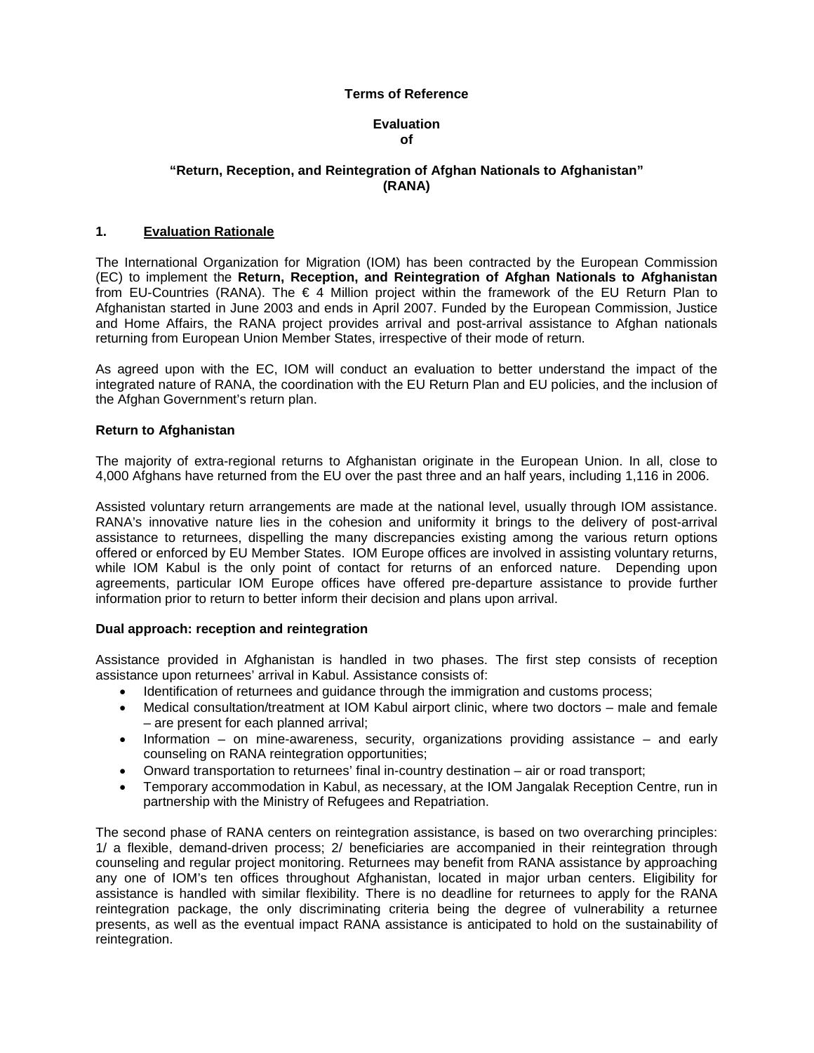**Terms of Reference**

**Evaluation**
**of**

**"Return, Reception, and Reintegration of Afghan Nationals to Afghanistan"**
**(RANA)**

## 1. Evaluation Rationale

The International Organization for Migration (IOM) has been contracted by the European Commission (EC) to implement the **Return, Reception, and Reintegration of Afghan Nationals to Afghanistan** from EU-Countries (RANA). The € 4 Million project within the framework of the EU Return Plan to Afghanistan started in June 2003 and ends in April 2007. Funded by the European Commission, Justice and Home Affairs, the RANA project provides arrival and post-arrival assistance to Afghan nationals returning from European Union Member States, irrespective of their mode of return.

As agreed upon with the EC, IOM will conduct an evaluation to better understand the impact of the integrated nature of RANA, the coordination with the EU Return Plan and EU policies, and the inclusion of the Afghan Government's return plan.

### Return to Afghanistan

The majority of extra-regional returns to Afghanistan originate in the European Union. In all, close to 4,000 Afghans have returned from the EU over the past three and an half years, including 1,116 in 2006.

Assisted voluntary return arrangements are made at the national level, usually through IOM assistance. RANA's innovative nature lies in the cohesion and uniformity it brings to the delivery of post-arrival assistance to returnees, dispelling the many discrepancies existing among the various return options offered or enforced by EU Member States. IOM Europe offices are involved in assisting voluntary returns, while IOM Kabul is the only point of contact for returns of an enforced nature. Depending upon agreements, particular IOM Europe offices have offered pre-departure assistance to provide further information prior to return to better inform their decision and plans upon arrival.

### Dual approach: reception and reintegration

Assistance provided in Afghanistan is handled in two phases. The first step consists of reception assistance upon returnees' arrival in Kabul. Assistance consists of:

- Identification of returnees and guidance through the immigration and customs process;
- Medical consultation/treatment at IOM Kabul airport clinic, where two doctors – male and female – are present for each planned arrival;
- Information – on mine-awareness, security, organizations providing assistance – and early counseling on RANA reintegration opportunities;
- Onward transportation to returnees' final in-country destination – air or road transport;
- Temporary accommodation in Kabul, as necessary, at the IOM Jangalak Reception Centre, run in partnership with the Ministry of Refugees and Repatriation.

The second phase of RANA centers on reintegration assistance, is based on two overarching principles: 1/ a flexible, demand-driven process; 2/ beneficiaries are accompanied in their reintegration through counseling and regular project monitoring. Returnees may benefit from RANA assistance by approaching any one of IOM's ten offices throughout Afghanistan, located in major urban centers. Eligibility for assistance is handled with similar flexibility. There is no deadline for returnees to apply for the RANA reintegration package, the only discriminating criteria being the degree of vulnerability a returnee presents, as well as the eventual impact RANA assistance is anticipated to hold on the sustainability of reintegration.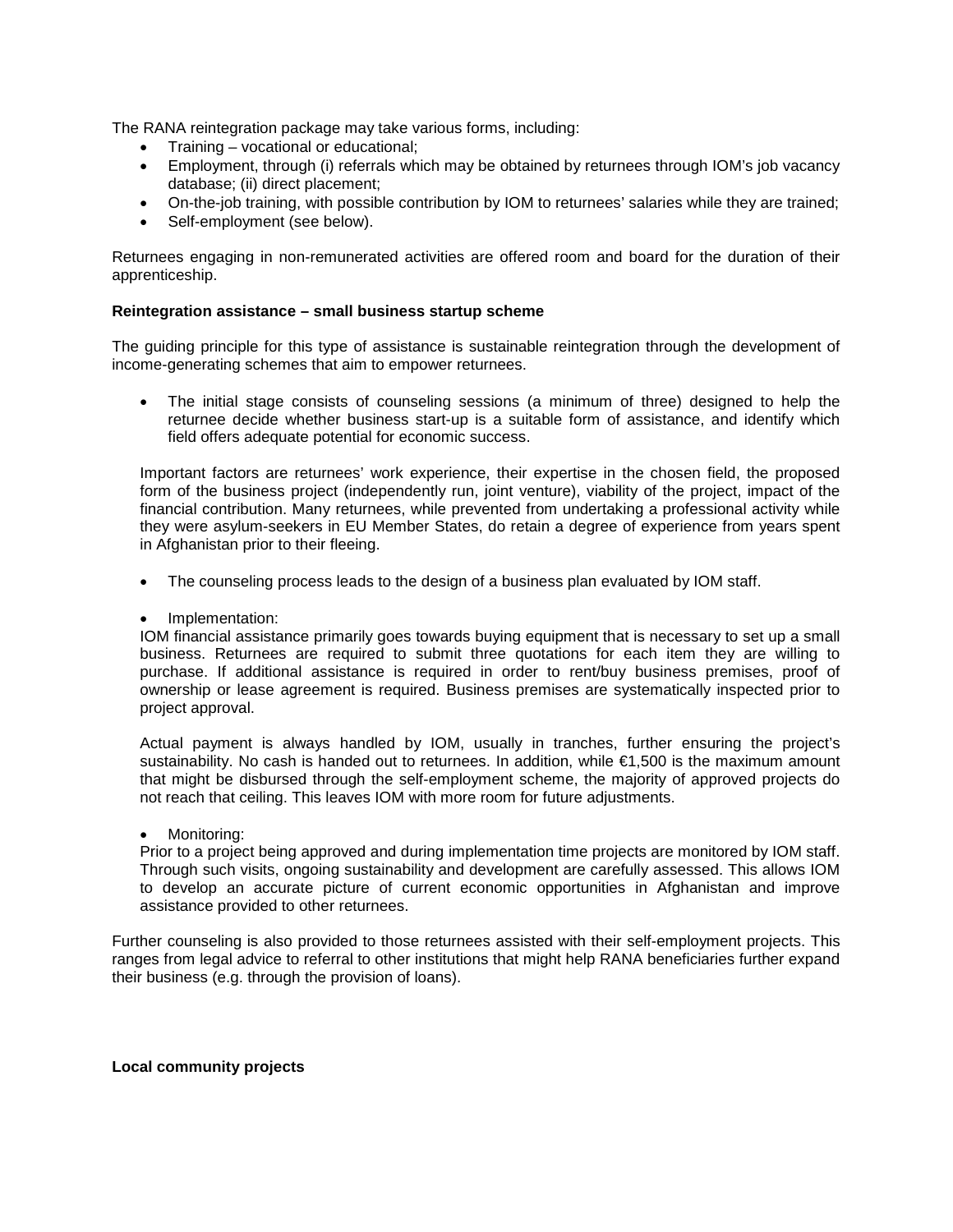The RANA reintegration package may take various forms, including:

- Training – vocational or educational;
- Employment, through (i) referrals which may be obtained by returnees through IOM's job vacancy database; (ii) direct placement;
- On-the-job training, with possible contribution by IOM to returnees' salaries while they are trained;
- Self-employment (see below).

Returnees engaging in non-remunerated activities are offered room and board for the duration of their apprenticeship.

**Reintegration assistance – small business startup scheme**

The guiding principle for this type of assistance is sustainable reintegration through the development of income-generating schemes that aim to empower returnees.

- The initial stage consists of counseling sessions (a minimum of three) designed to help the returnee decide whether business start-up is a suitable form of assistance, and identify which field offers adequate potential for economic success.

  Important factors are returnees' work experience, their expertise in the chosen field, the proposed form of the business project (independently run, joint venture), viability of the project, impact of the financial contribution. Many returnees, while prevented from undertaking a professional activity while they were asylum-seekers in EU Member States, do retain a degree of experience from years spent in Afghanistan prior to their fleeing.

- The counseling process leads to the design of a business plan evaluated by IOM staff.

- Implementation:
  IOM financial assistance primarily goes towards buying equipment that is necessary to set up a small business. Returnees are required to submit three quotations for each item they are willing to purchase. If additional assistance is required in order to rent/buy business premises, proof of ownership or lease agreement is required. Business premises are systematically inspected prior to project approval.

  Actual payment is always handled by IOM, usually in tranches, further ensuring the project's sustainability. No cash is handed out to returnees. In addition, while €1,500 is the maximum amount that might be disbursed through the self-employment scheme, the majority of approved projects do not reach that ceiling. This leaves IOM with more room for future adjustments.

- Monitoring:
  Prior to a project being approved and during implementation time projects are monitored by IOM staff. Through such visits, ongoing sustainability and development are carefully assessed. This allows IOM to develop an accurate picture of current economic opportunities in Afghanistan and improve assistance provided to other returnees.

Further counseling is also provided to those returnees assisted with their self-employment projects. This ranges from legal advice to referral to other institutions that might help RANA beneficiaries further expand their business (e.g. through the provision of loans).

**Local community projects**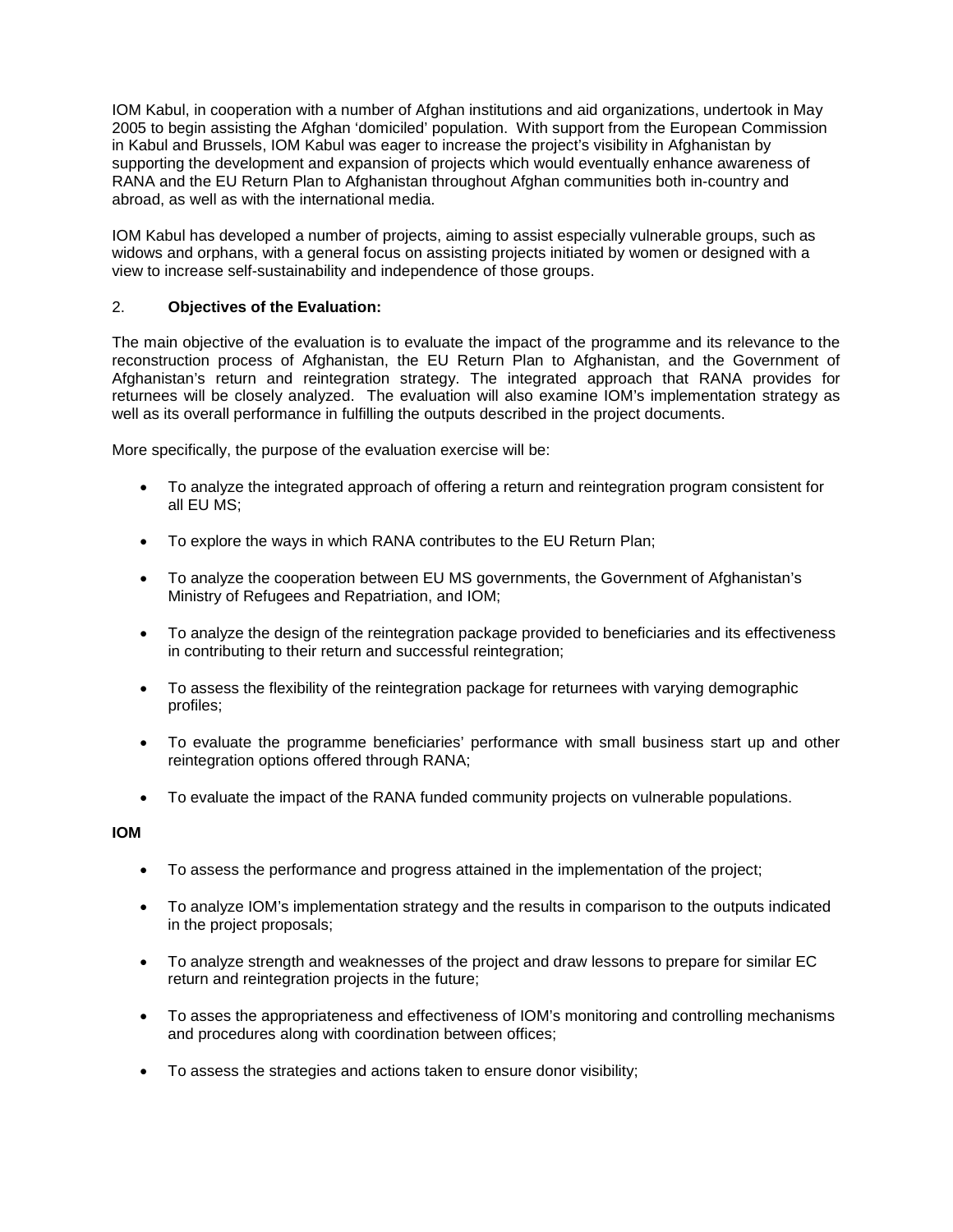IOM Kabul, in cooperation with a number of Afghan institutions and aid organizations, undertook in May 2005 to begin assisting the Afghan 'domiciled' population. With support from the European Commission in Kabul and Brussels, IOM Kabul was eager to increase the project's visibility in Afghanistan by supporting the development and expansion of projects which would eventually enhance awareness of RANA and the EU Return Plan to Afghanistan throughout Afghan communities both in-country and abroad, as well as with the international media.

IOM Kabul has developed a number of projects, aiming to assist especially vulnerable groups, such as widows and orphans, with a general focus on assisting projects initiated by women or designed with a view to increase self-sustainability and independence of those groups.

## 2. **Objectives of the Evaluation:**

The main objective of the evaluation is to evaluate the impact of the programme and its relevance to the reconstruction process of Afghanistan, the EU Return Plan to Afghanistan, and the Government of Afghanistan's return and reintegration strategy. The integrated approach that RANA provides for returnees will be closely analyzed. The evaluation will also examine IOM's implementation strategy as well as its overall performance in fulfilling the outputs described in the project documents.

More specifically, the purpose of the evaluation exercise will be:

- To analyze the integrated approach of offering a return and reintegration program consistent for all EU MS;
- To explore the ways in which RANA contributes to the EU Return Plan;
- To analyze the cooperation between EU MS governments, the Government of Afghanistan's Ministry of Refugees and Repatriation, and IOM;
- To analyze the design of the reintegration package provided to beneficiaries and its effectiveness in contributing to their return and successful reintegration;
- To assess the flexibility of the reintegration package for returnees with varying demographic profiles;
- To evaluate the programme beneficiaries' performance with small business start up and other reintegration options offered through RANA;
- To evaluate the impact of the RANA funded community projects on vulnerable populations.

**IOM**

- To assess the performance and progress attained in the implementation of the project;
- To analyze IOM's implementation strategy and the results in comparison to the outputs indicated in the project proposals;
- To analyze strength and weaknesses of the project and draw lessons to prepare for similar EC return and reintegration projects in the future;
- To asses the appropriateness and effectiveness of IOM's monitoring and controlling mechanisms and procedures along with coordination between offices;
- To assess the strategies and actions taken to ensure donor visibility;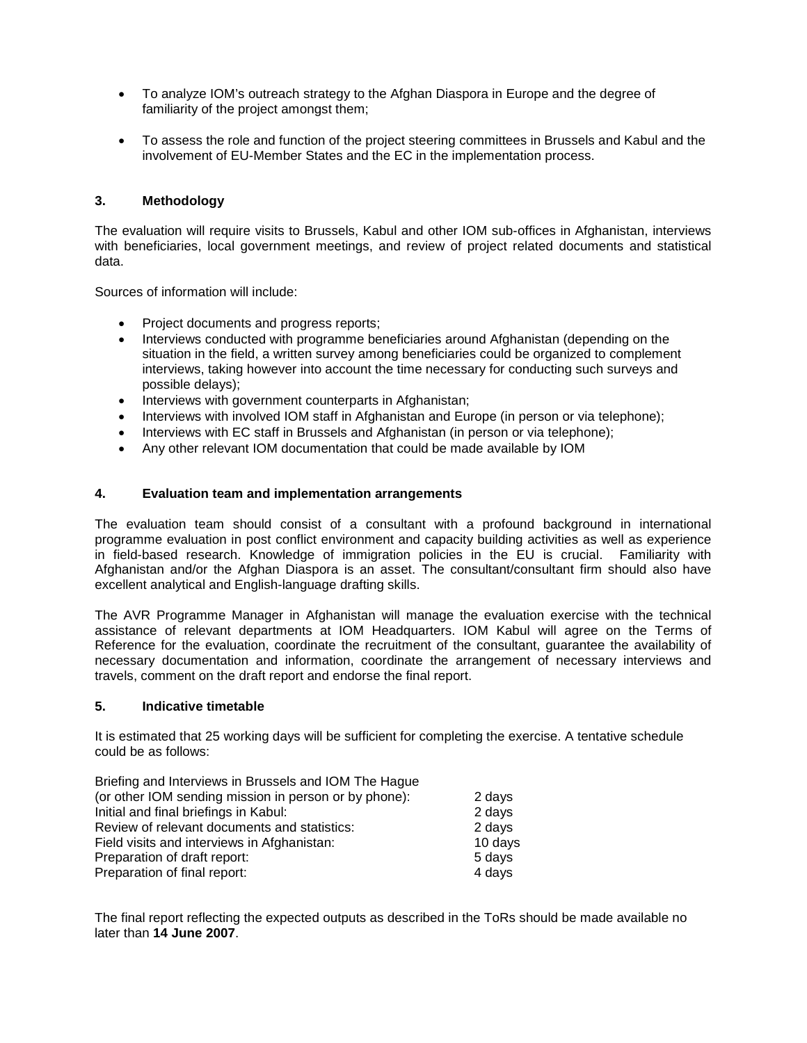- To analyze IOM's outreach strategy to the Afghan Diaspora in Europe and the degree of familiarity of the project amongst them;

- To assess the role and function of the project steering committees in Brussels and Kabul and the involvement of EU-Member States and the EC in the implementation process.

### 3. Methodology

The evaluation will require visits to Brussels, Kabul and other IOM sub-offices in Afghanistan, interviews with beneficiaries, local government meetings, and review of project related documents and statistical data.

Sources of information will include:

- Project documents and progress reports;
- Interviews conducted with programme beneficiaries around Afghanistan (depending on the situation in the field, a written survey among beneficiaries could be organized to complement interviews, taking however into account the time necessary for conducting such surveys and possible delays);
- Interviews with government counterparts in Afghanistan;
- Interviews with involved IOM staff in Afghanistan and Europe (in person or via telephone);
- Interviews with EC staff in Brussels and Afghanistan (in person or via telephone);
- Any other relevant IOM documentation that could be made available by IOM

### 4. Evaluation team and implementation arrangements

The evaluation team should consist of a consultant with a profound background in international programme evaluation in post conflict environment and capacity building activities as well as experience in field-based research. Knowledge of immigration policies in the EU is crucial. Familiarity with Afghanistan and/or the Afghan Diaspora is an asset. The consultant/consultant firm should also have excellent analytical and English-language drafting skills.

The AVR Programme Manager in Afghanistan will manage the evaluation exercise with the technical assistance of relevant departments at IOM Headquarters. IOM Kabul will agree on the Terms of Reference for the evaluation, coordinate the recruitment of the consultant, guarantee the availability of necessary documentation and information, coordinate the arrangement of necessary interviews and travels, comment on the draft report and endorse the final report.

### 5. Indicative timetable

It is estimated that 25 working days will be sufficient for completing the exercise. A tentative schedule could be as follows:

| | |
|---|---|
| Briefing and Interviews in Brussels and IOM The Hague (or other IOM sending mission in person or by phone): | 2 days |
| Initial and final briefings in Kabul: | 2 days |
| Review of relevant documents and statistics: | 2 days |
| Field visits and interviews in Afghanistan: | 10 days |
| Preparation of draft report: | 5 days |
| Preparation of final report: | 4 days |

The final report reflecting the expected outputs as described in the ToRs should be made available no later than **14 June 2007**.